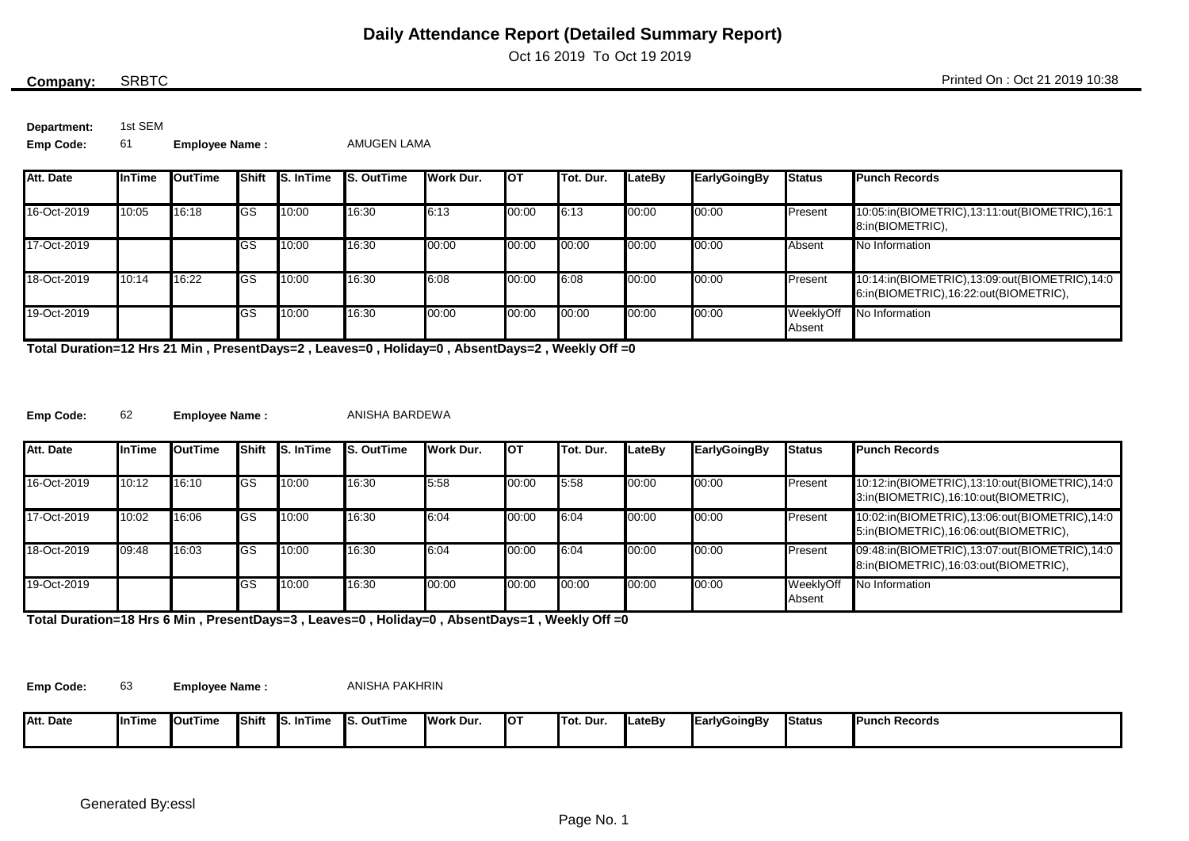# Daily Attendance Report (Detailed Summary Report)

Oct 16 2019 To Oct 19 2019

**Company:** SRBTC

Printed On : Oct 21 2019 10:38

**Department:** 1st SEM

**Emp Code:** 61 **Employee Name :** AMUGEN LAMA

| Att. Date | InTime | OutTime | Shift | S. InTime | S. OutTime | Work Dur. | OT | Tot. Dur. | LateBy | EarlyGoingBy | Status | Punch Records |
|---|---|---|---|---|---|---|---|---|---|---|---|---|
| 16-Oct-2019 | 10:05 | 16:18 | GS | 10:00 | 16:30 | 6:13 | 00:00 | 6:13 | 00:00 | 00:00 | Present | 10:05:in(BIOMETRIC),13:11:out(BIOMETRIC),16:18:in(BIOMETRIC), |
| 17-Oct-2019 | | | GS | 10:00 | 16:30 | 00:00 | 00:00 | 00:00 | 00:00 | 00:00 | Absent | No Information |
| 18-Oct-2019 | 10:14 | 16:22 | GS | 10:00 | 16:30 | 6:08 | 00:00 | 6:08 | 00:00 | 00:00 | Present | 10:14:in(BIOMETRIC),13:09:out(BIOMETRIC),14:06:in(BIOMETRIC),16:22:out(BIOMETRIC), |
| 19-Oct-2019 | | | GS | 10:00 | 16:30 | 00:00 | 00:00 | 00:00 | 00:00 | 00:00 | WeeklyOff Absent | No Information |

**Total Duration=12 Hrs 21 Min , PresentDays=2 , Leaves=0 , Holiday=0 , AbsentDays=2 , Weekly Off =0**

**Emp Code:** 62 **Employee Name :** ANISHA BARDEWA

| Att. Date | InTime | OutTime | Shift | S. InTime | S. OutTime | Work Dur. | OT | Tot. Dur. | LateBy | EarlyGoingBy | Status | Punch Records |
|---|---|---|---|---|---|---|---|---|---|---|---|---|
| 16-Oct-2019 | 10:12 | 16:10 | GS | 10:00 | 16:30 | 5:58 | 00:00 | 5:58 | 00:00 | 00:00 | Present | 10:12:in(BIOMETRIC),13:10:out(BIOMETRIC),14:03:in(BIOMETRIC),16:10:out(BIOMETRIC), |
| 17-Oct-2019 | 10:02 | 16:06 | GS | 10:00 | 16:30 | 6:04 | 00:00 | 6:04 | 00:00 | 00:00 | Present | 10:02:in(BIOMETRIC),13:06:out(BIOMETRIC),14:05:in(BIOMETRIC),16:06:out(BIOMETRIC), |
| 18-Oct-2019 | 09:48 | 16:03 | GS | 10:00 | 16:30 | 6:04 | 00:00 | 6:04 | 00:00 | 00:00 | Present | 09:48:in(BIOMETRIC),13:07:out(BIOMETRIC),14:08:in(BIOMETRIC),16:03:out(BIOMETRIC), |
| 19-Oct-2019 | | | GS | 10:00 | 16:30 | 00:00 | 00:00 | 00:00 | 00:00 | 00:00 | WeeklyOff Absent | No Information |

**Total Duration=18 Hrs 6 Min , PresentDays=3 , Leaves=0 , Holiday=0 , AbsentDays=1 , Weekly Off =0**

**Emp Code:** 63 **Employee Name :** ANISHA PAKHRIN

| Att. Date | InTime | OutTime | Shift | S. InTime | S. OutTime | Work Dur. | OT | Tot. Dur. | LateBy | EarlyGoingBy | Status | Punch Records |
|---|---|---|---|---|---|---|---|---|---|---|---|---|

Generated By:essl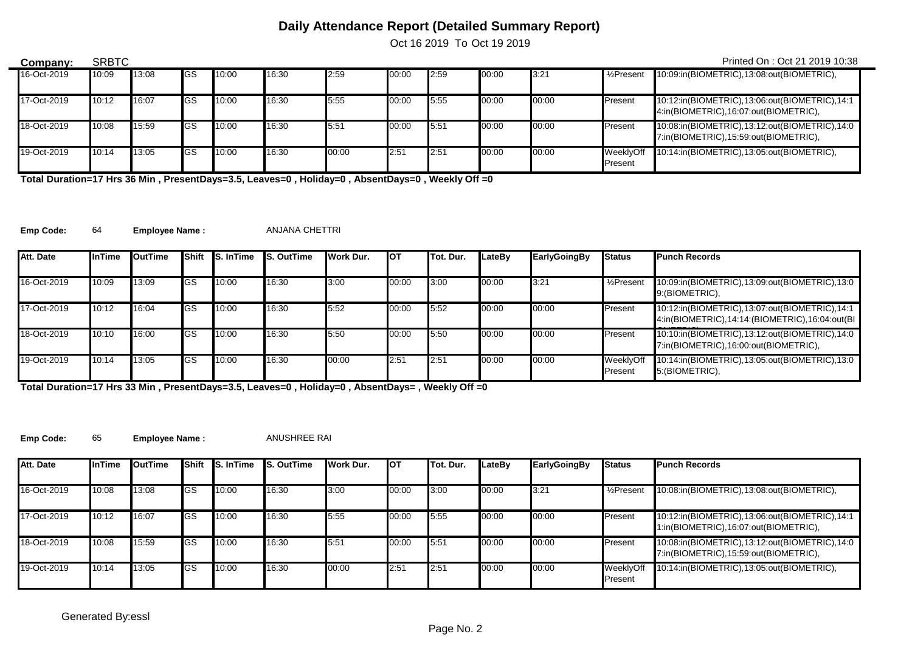# Daily Attendance Report (Detailed Summary Report)

Oct 16 2019 To Oct 19 2019

**Company:** SRBTC

Printed On : Oct 21 2019 10:38

| | | | | | | | | | | | | |
|---|---|---|---|---|---|---|---|---|---|---|---|---|
| 16-Oct-2019 | 10:09 | 13:08 | GS | 10:00 | 16:30 | 2:59 | 00:00 | 2:59 | 00:00 | 3:21 | ½Present | 10:09:in(BIOMETRIC),13:08:out(BIOMETRIC), |
| 17-Oct-2019 | 10:12 | 16:07 | GS | 10:00 | 16:30 | 5:55 | 00:00 | 5:55 | 00:00 | 00:00 | Present | 10:12:in(BIOMETRIC),13:06:out(BIOMETRIC),14:14:in(BIOMETRIC),16:07:out(BIOMETRIC), |
| 18-Oct-2019 | 10:08 | 15:59 | GS | 10:00 | 16:30 | 5:51 | 00:00 | 5:51 | 00:00 | 00:00 | Present | 10:08:in(BIOMETRIC),13:12:out(BIOMETRIC),14:07:in(BIOMETRIC),15:59:out(BIOMETRIC), |
| 19-Oct-2019 | 10:14 | 13:05 | GS | 10:00 | 16:30 | 00:00 | 2:51 | 2:51 | 00:00 | 00:00 | WeeklyOff Present | 10:14:in(BIOMETRIC),13:05:out(BIOMETRIC), |

**Total Duration=17 Hrs 36 Min , PresentDays=3.5, Leaves=0 , Holiday=0 , AbsentDays=0 , Weekly Off =0**

**Emp Code:** 64 **Employee Name :** ANJANA CHETTRI

| Att. Date | InTime | OutTime | Shift | S. InTime | S. OutTime | Work Dur. | OT | Tot. Dur. | LateBy | EarlyGoingBy | Status | Punch Records |
|---|---|---|---|---|---|---|---|---|---|---|---|---|
| 16-Oct-2019 | 10:09 | 13:09 | GS | 10:00 | 16:30 | 3:00 | 00:00 | 3:00 | 00:00 | 3:21 | ½Present | 10:09:in(BIOMETRIC),13:09:out(BIOMETRIC),13:09:(BIOMETRIC), |
| 17-Oct-2019 | 10:12 | 16:04 | GS | 10:00 | 16:30 | 5:52 | 00:00 | 5:52 | 00:00 | 00:00 | Present | 10:12:in(BIOMETRIC),13:07:out(BIOMETRIC),14:14:in(BIOMETRIC),14:14:(BIOMETRIC),16:04:out(BIOMETRIC), |
| 18-Oct-2019 | 10:10 | 16:00 | GS | 10:00 | 16:30 | 5:50 | 00:00 | 5:50 | 00:00 | 00:00 | Present | 10:10:in(BIOMETRIC),13:12:out(BIOMETRIC),14:07:in(BIOMETRIC),16:00:out(BIOMETRIC), |
| 19-Oct-2019 | 10:14 | 13:05 | GS | 10:00 | 16:30 | 00:00 | 2:51 | 2:51 | 00:00 | 00:00 | WeeklyOff Present | 10:14:in(BIOMETRIC),13:05:out(BIOMETRIC),13:05:(BIOMETRIC), |

**Total Duration=17 Hrs 33 Min , PresentDays=3.5, Leaves=0 , Holiday=0 , AbsentDays= , Weekly Off =0**

**Emp Code:** 65 **Employee Name :** ANUSHREE RAI

| Att. Date | InTime | OutTime | Shift | S. InTime | S. OutTime | Work Dur. | OT | Tot. Dur. | LateBy | EarlyGoingBy | Status | Punch Records |
|---|---|---|---|---|---|---|---|---|---|---|---|---|
| 16-Oct-2019 | 10:08 | 13:08 | GS | 10:00 | 16:30 | 3:00 | 00:00 | 3:00 | 00:00 | 3:21 | ½Present | 10:08:in(BIOMETRIC),13:08:out(BIOMETRIC), |
| 17-Oct-2019 | 10:12 | 16:07 | GS | 10:00 | 16:30 | 5:55 | 00:00 | 5:55 | 00:00 | 00:00 | Present | 10:12:in(BIOMETRIC),13:06:out(BIOMETRIC),14:11:in(BIOMETRIC),16:07:out(BIOMETRIC), |
| 18-Oct-2019 | 10:08 | 15:59 | GS | 10:00 | 16:30 | 5:51 | 00:00 | 5:51 | 00:00 | 00:00 | Present | 10:08:in(BIOMETRIC),13:12:out(BIOMETRIC),14:07:in(BIOMETRIC),15:59:out(BIOMETRIC), |
| 19-Oct-2019 | 10:14 | 13:05 | GS | 10:00 | 16:30 | 00:00 | 2:51 | 2:51 | 00:00 | 00:00 | WeeklyOff Present | 10:14:in(BIOMETRIC),13:05:out(BIOMETRIC), |

Generated By:essl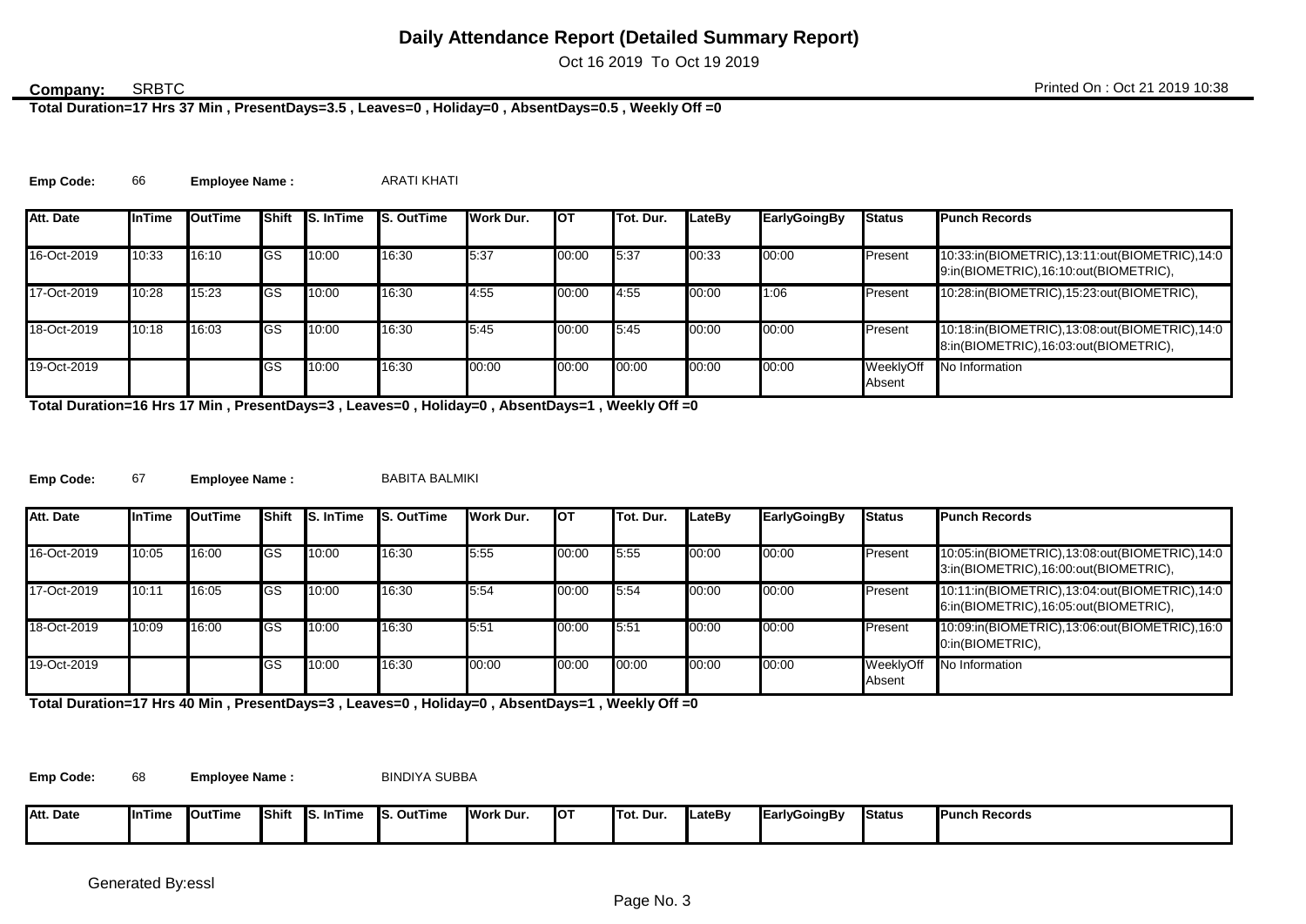# Daily Attendance Report (Detailed Summary Report)

Oct 16 2019 To Oct 19 2019

**Company:** SRBTC

Printed On : Oct 21 2019 10:38

**Total Duration=17 Hrs 37 Min , PresentDays=3.5 , Leaves=0 , Holiday=0 , AbsentDays=0.5 , Weekly Off =0**

**Emp Code:** 66 **Employee Name :** ARATI KHATI

| Att. Date | InTime | OutTime | Shift | S. InTime | S. OutTime | Work Dur. | OT | Tot. Dur. | LateBy | EarlyGoingBy | Status | Punch Records |
|---|---|---|---|---|---|---|---|---|---|---|---|---|
| 16-Oct-2019 | 10:33 | 16:10 | GS | 10:00 | 16:30 | 5:37 | 00:00 | 5:37 | 00:33 | 00:00 | Present | 10:33:in(BIOMETRIC),13:11:out(BIOMETRIC),14:09:in(BIOMETRIC),16:10:out(BIOMETRIC), |
| 17-Oct-2019 | 10:28 | 15:23 | GS | 10:00 | 16:30 | 4:55 | 00:00 | 4:55 | 00:00 | 1:06 | Present | 10:28:in(BIOMETRIC),15:23:out(BIOMETRIC), |
| 18-Oct-2019 | 10:18 | 16:03 | GS | 10:00 | 16:30 | 5:45 | 00:00 | 5:45 | 00:00 | 00:00 | Present | 10:18:in(BIOMETRIC),13:08:out(BIOMETRIC),14:08:in(BIOMETRIC),16:03:out(BIOMETRIC), |
| 19-Oct-2019 | | | GS | 10:00 | 16:30 | 00:00 | 00:00 | 00:00 | 00:00 | 00:00 | WeeklyOff Absent | No Information |

**Total Duration=16 Hrs 17 Min , PresentDays=3 , Leaves=0 , Holiday=0 , AbsentDays=1 , Weekly Off =0**

**Emp Code:** 67 **Employee Name :** BABITA BALMIKI

| Att. Date | InTime | OutTime | Shift | S. InTime | S. OutTime | Work Dur. | OT | Tot. Dur. | LateBy | EarlyGoingBy | Status | Punch Records |
|---|---|---|---|---|---|---|---|---|---|---|---|---|
| 16-Oct-2019 | 10:05 | 16:00 | GS | 10:00 | 16:30 | 5:55 | 00:00 | 5:55 | 00:00 | 00:00 | Present | 10:05:in(BIOMETRIC),13:08:out(BIOMETRIC),14:03:in(BIOMETRIC),16:00:out(BIOMETRIC), |
| 17-Oct-2019 | 10:11 | 16:05 | GS | 10:00 | 16:30 | 5:54 | 00:00 | 5:54 | 00:00 | 00:00 | Present | 10:11:in(BIOMETRIC),13:04:out(BIOMETRIC),14:06:in(BIOMETRIC),16:05:out(BIOMETRIC), |
| 18-Oct-2019 | 10:09 | 16:00 | GS | 10:00 | 16:30 | 5:51 | 00:00 | 5:51 | 00:00 | 00:00 | Present | 10:09:in(BIOMETRIC),13:06:out(BIOMETRIC),16:00:in(BIOMETRIC), |
| 19-Oct-2019 | | | GS | 10:00 | 16:30 | 00:00 | 00:00 | 00:00 | 00:00 | 00:00 | WeeklyOff Absent | No Information |

**Total Duration=17 Hrs 40 Min , PresentDays=3 , Leaves=0 , Holiday=0 , AbsentDays=1 , Weekly Off =0**

**Emp Code:** 68 **Employee Name :** BINDIYA SUBBA

| Att. Date | InTime | OutTime | Shift | S. InTime | S. OutTime | Work Dur. | OT | Tot. Dur. | LateBy | EarlyGoingBy | Status | Punch Records |
|---|---|---|---|---|---|---|---|---|---|---|---|---|

Generated By:essl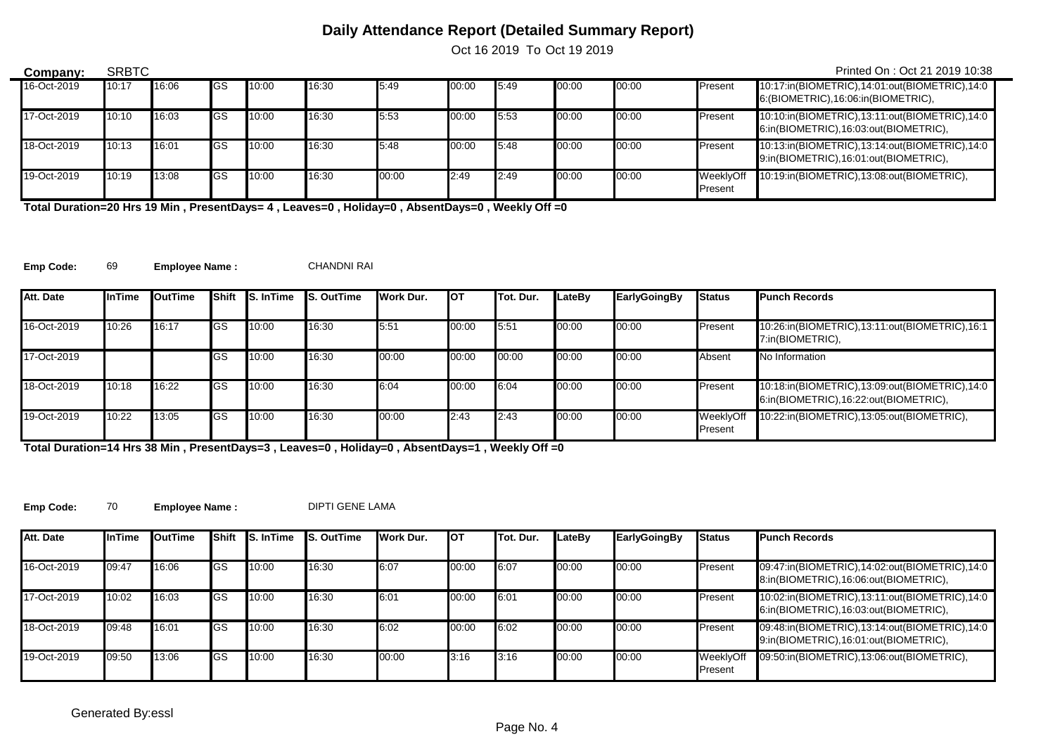# Daily Attendance Report (Detailed Summary Report)

Oct 16 2019 To Oct 19 2019

**Company:** SRBTC

Printed On : Oct 21 2019 10:38

| Att. Date | InTime | OutTime | Shift | S. InTime | S. OutTime | Work Dur. | OT | Tot. Dur. | LateBy | EarlyGoingBy | Status | Punch Records |
|---|---|---|---|---|---|---|---|---|---|---|---|---|
| 16-Oct-2019 | 10:17 | 16:06 | GS | 10:00 | 16:30 | 5:49 | 00:00 | 5:49 | 00:00 | 00:00 | Present | 10:17:in(BIOMETRIC),14:01:out(BIOMETRIC),14:06:(BIOMETRIC),16:06:in(BIOMETRIC), |
| 17-Oct-2019 | 10:10 | 16:03 | GS | 10:00 | 16:30 | 5:53 | 00:00 | 5:53 | 00:00 | 00:00 | Present | 10:10:in(BIOMETRIC),13:11:out(BIOMETRIC),14:06:in(BIOMETRIC),16:03:out(BIOMETRIC), |
| 18-Oct-2019 | 10:13 | 16:01 | GS | 10:00 | 16:30 | 5:48 | 00:00 | 5:48 | 00:00 | 00:00 | Present | 10:13:in(BIOMETRIC),13:14:out(BIOMETRIC),14:09:in(BIOMETRIC),16:01:out(BIOMETRIC), |
| 19-Oct-2019 | 10:19 | 13:08 | GS | 10:00 | 16:30 | 00:00 | 2:49 | 2:49 | 00:00 | 00:00 | WeeklyOff Present | 10:19:in(BIOMETRIC),13:08:out(BIOMETRIC), |

**Total Duration=20 Hrs 19 Min , PresentDays= 4 , Leaves=0 , Holiday=0 , AbsentDays=0 , Weekly Off =0**

**Emp Code:** 69 **Employee Name :** CHANDNI RAI

| Att. Date | InTime | OutTime | Shift | S. InTime | S. OutTime | Work Dur. | OT | Tot. Dur. | LateBy | EarlyGoingBy | Status | Punch Records |
|---|---|---|---|---|---|---|---|---|---|---|---|---|
| 16-Oct-2019 | 10:26 | 16:17 | GS | 10:00 | 16:30 | 5:51 | 00:00 | 5:51 | 00:00 | 00:00 | Present | 10:26:in(BIOMETRIC),13:11:out(BIOMETRIC),16:17:in(BIOMETRIC), |
| 17-Oct-2019 | | | GS | 10:00 | 16:30 | 00:00 | 00:00 | 00:00 | 00:00 | 00:00 | Absent | No Information |
| 18-Oct-2019 | 10:18 | 16:22 | GS | 10:00 | 16:30 | 6:04 | 00:00 | 6:04 | 00:00 | 00:00 | Present | 10:18:in(BIOMETRIC),13:09:out(BIOMETRIC),14:06:in(BIOMETRIC),16:22:out(BIOMETRIC), |
| 19-Oct-2019 | 10:22 | 13:05 | GS | 10:00 | 16:30 | 00:00 | 2:43 | 2:43 | 00:00 | 00:00 | WeeklyOff Present | 10:22:in(BIOMETRIC),13:05:out(BIOMETRIC), |

**Total Duration=14 Hrs 38 Min , PresentDays=3 , Leaves=0 , Holiday=0 , AbsentDays=1 , Weekly Off =0**

**Emp Code:** 70 **Employee Name :** DIPTI GENE LAMA

| Att. Date | InTime | OutTime | Shift | S. InTime | S. OutTime | Work Dur. | OT | Tot. Dur. | LateBy | EarlyGoingBy | Status | Punch Records |
|---|---|---|---|---|---|---|---|---|---|---|---|---|
| 16-Oct-2019 | 09:47 | 16:06 | GS | 10:00 | 16:30 | 6:07 | 00:00 | 6:07 | 00:00 | 00:00 | Present | 09:47:in(BIOMETRIC),14:02:out(BIOMETRIC),14:08:in(BIOMETRIC),16:06:out(BIOMETRIC), |
| 17-Oct-2019 | 10:02 | 16:03 | GS | 10:00 | 16:30 | 6:01 | 00:00 | 6:01 | 00:00 | 00:00 | Present | 10:02:in(BIOMETRIC),13:11:out(BIOMETRIC),14:06:in(BIOMETRIC),16:03:out(BIOMETRIC), |
| 18-Oct-2019 | 09:48 | 16:01 | GS | 10:00 | 16:30 | 6:02 | 00:00 | 6:02 | 00:00 | 00:00 | Present | 09:48:in(BIOMETRIC),13:14:out(BIOMETRIC),14:09:in(BIOMETRIC),16:01:out(BIOMETRIC), |
| 19-Oct-2019 | 09:50 | 13:06 | GS | 10:00 | 16:30 | 00:00 | 3:16 | 3:16 | 00:00 | 00:00 | WeeklyOff Present | 09:50:in(BIOMETRIC),13:06:out(BIOMETRIC), |

Generated By:essl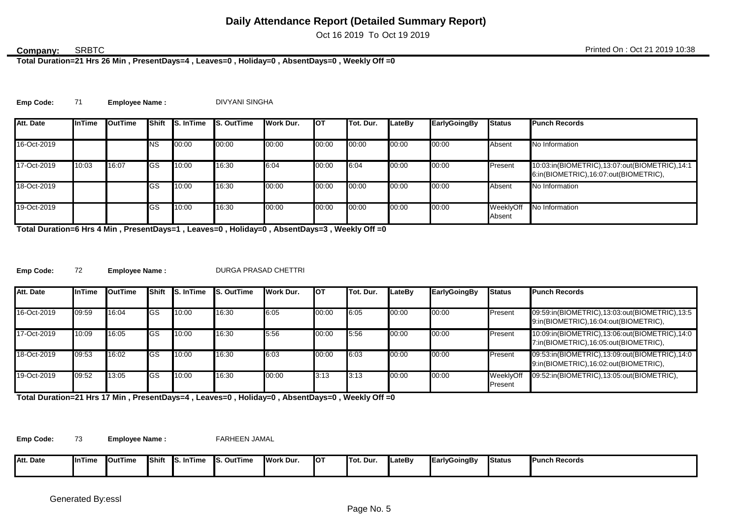**Daily Attendance Report (Detailed Summary Report)**

Oct 16 2019 To Oct 19 2019

**Company:** SRBTC

Printed On : Oct 21 2019 10:38

**Total Duration=21 Hrs 26 Min , PresentDays=4 , Leaves=0 , Holiday=0 , AbsentDays=0 , Weekly Off =0**

**Emp Code:** 71 **Employee Name :** DIVYANI SINGHA

| Att. Date | InTime | OutTime | Shift | S. InTime | S. OutTime | Work Dur. | OT | Tot. Dur. | LateBy | EarlyGoingBy | Status | Punch Records |
|---|---|---|---|---|---|---|---|---|---|---|---|---|
| 16-Oct-2019 | | | NS | 00:00 | 00:00 | 00:00 | 00:00 | 00:00 | 00:00 | 00:00 | Absent | No Information |
| 17-Oct-2019 | 10:03 | 16:07 | GS | 10:00 | 16:30 | 6:04 | 00:00 | 6:04 | 00:00 | 00:00 | Present | 10:03:in(BIOMETRIC),13:07:out(BIOMETRIC),14:16:in(BIOMETRIC),16:07:out(BIOMETRIC), |
| 18-Oct-2019 | | | GS | 10:00 | 16:30 | 00:00 | 00:00 | 00:00 | 00:00 | 00:00 | Absent | No Information |
| 19-Oct-2019 | | | GS | 10:00 | 16:30 | 00:00 | 00:00 | 00:00 | 00:00 | 00:00 | WeeklyOff Absent | No Information |

**Total Duration=6 Hrs 4 Min , PresentDays=1 , Leaves=0 , Holiday=0 , AbsentDays=3 , Weekly Off =0**

**Emp Code:** 72 **Employee Name :** DURGA PRASAD CHETTRI

| Att. Date | InTime | OutTime | Shift | S. InTime | S. OutTime | Work Dur. | OT | Tot. Dur. | LateBy | EarlyGoingBy | Status | Punch Records |
|---|---|---|---|---|---|---|---|---|---|---|---|---|
| 16-Oct-2019 | 09:59 | 16:04 | GS | 10:00 | 16:30 | 6:05 | 00:00 | 6:05 | 00:00 | 00:00 | Present | 09:59:in(BIOMETRIC),13:03:out(BIOMETRIC),13:59:in(BIOMETRIC),16:04:out(BIOMETRIC), |
| 17-Oct-2019 | 10:09 | 16:05 | GS | 10:00 | 16:30 | 5:56 | 00:00 | 5:56 | 00:00 | 00:00 | Present | 10:09:in(BIOMETRIC),13:06:out(BIOMETRIC),14:07:in(BIOMETRIC),16:05:out(BIOMETRIC), |
| 18-Oct-2019 | 09:53 | 16:02 | GS | 10:00 | 16:30 | 6:03 | 00:00 | 6:03 | 00:00 | 00:00 | Present | 09:53:in(BIOMETRIC),13:09:out(BIOMETRIC),14:09:in(BIOMETRIC),16:02:out(BIOMETRIC), |
| 19-Oct-2019 | 09:52 | 13:05 | GS | 10:00 | 16:30 | 00:00 | 3:13 | 3:13 | 00:00 | 00:00 | WeeklyOff Present | 09:52:in(BIOMETRIC),13:05:out(BIOMETRIC), |

**Total Duration=21 Hrs 17 Min , PresentDays=4 , Leaves=0 , Holiday=0 , AbsentDays=0 , Weekly Off =0**

**Emp Code:** 73 **Employee Name :** FARHEEN JAMAL

| Att. Date | InTime | OutTime | Shift | S. InTime | S. OutTime | Work Dur. | OT | Tot. Dur. | LateBy | EarlyGoingBy | Status | Punch Records |
|---|---|---|---|---|---|---|---|---|---|---|---|---|

Generated By:essl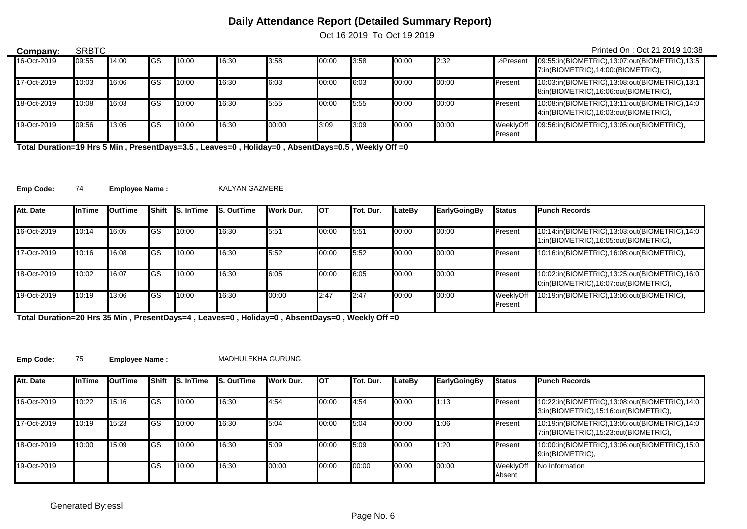# Daily Attendance Report (Detailed Summary Report)

Oct 16 2019 To Oct 19 2019

**Company:** SRBTC

Printed On : Oct 21 2019 10:38

| | | | | | | | | | | | | |
|---|---|---|---|---|---|---|---|---|---|---|---|---|
| 16-Oct-2019 | 09:55 | 14:00 | GS | 10:00 | 16:30 | 3:58 | 00:00 | 3:58 | 00:00 | 2:32 | ½Present | 09:55:in(BIOMETRIC),13:07:out(BIOMETRIC),13:57:in(BIOMETRIC),14:00:(BIOMETRIC), |
| 17-Oct-2019 | 10:03 | 16:06 | GS | 10:00 | 16:30 | 6:03 | 00:00 | 6:03 | 00:00 | 00:00 | Present | 10:03:in(BIOMETRIC),13:08:out(BIOMETRIC),13:18:in(BIOMETRIC),16:06:out(BIOMETRIC), |
| 18-Oct-2019 | 10:08 | 16:03 | GS | 10:00 | 16:30 | 5:55 | 00:00 | 5:55 | 00:00 | 00:00 | Present | 10:08:in(BIOMETRIC),13:11:out(BIOMETRIC),14:04:in(BIOMETRIC),16:03:out(BIOMETRIC), |
| 19-Oct-2019 | 09:56 | 13:05 | GS | 10:00 | 16:30 | 00:00 | 3:09 | 3:09 | 00:00 | 00:00 | WeeklyOff Present | 09:56:in(BIOMETRIC),13:05:out(BIOMETRIC), |

**Total Duration=19 Hrs 5 Min , PresentDays=3.5 , Leaves=0 , Holiday=0 , AbsentDays=0.5 , Weekly Off =0**

**Emp Code:** 74 **Employee Name :** KALYAN GAZMERE

| Att. Date | InTime | OutTime | Shift | S. InTime | S. OutTime | Work Dur. | OT | Tot. Dur. | LateBy | EarlyGoingBy | Status | Punch Records |
|---|---|---|---|---|---|---|---|---|---|---|---|---|
| 16-Oct-2019 | 10:14 | 16:05 | GS | 10:00 | 16:30 | 5:51 | 00:00 | 5:51 | 00:00 | 00:00 | Present | 10:14:in(BIOMETRIC),13:03:out(BIOMETRIC),14:01:in(BIOMETRIC),16:05:out(BIOMETRIC), |
| 17-Oct-2019 | 10:16 | 16:08 | GS | 10:00 | 16:30 | 5:52 | 00:00 | 5:52 | 00:00 | 00:00 | Present | 10:16:in(BIOMETRIC),16:08:out(BIOMETRIC), |
| 18-Oct-2019 | 10:02 | 16:07 | GS | 10:00 | 16:30 | 6:05 | 00:00 | 6:05 | 00:00 | 00:00 | Present | 10:02:in(BIOMETRIC),13:25:out(BIOMETRIC),16:00:in(BIOMETRIC),16:07:out(BIOMETRIC), |
| 19-Oct-2019 | 10:19 | 13:06 | GS | 10:00 | 16:30 | 00:00 | 2:47 | 2:47 | 00:00 | 00:00 | WeeklyOff Present | 10:19:in(BIOMETRIC),13:06:out(BIOMETRIC), |

**Total Duration=20 Hrs 35 Min , PresentDays=4 , Leaves=0 , Holiday=0 , AbsentDays=0 , Weekly Off =0**

**Emp Code:** 75 **Employee Name :** MADHULEKHA GURUNG

| Att. Date | InTime | OutTime | Shift | S. InTime | S. OutTime | Work Dur. | OT | Tot. Dur. | LateBy | EarlyGoingBy | Status | Punch Records |
|---|---|---|---|---|---|---|---|---|---|---|---|---|
| 16-Oct-2019 | 10:22 | 15:16 | GS | 10:00 | 16:30 | 4:54 | 00:00 | 4:54 | 00:00 | 1:13 | Present | 10:22:in(BIOMETRIC),13:08:out(BIOMETRIC),14:03:in(BIOMETRIC),15:16:out(BIOMETRIC), |
| 17-Oct-2019 | 10:19 | 15:23 | GS | 10:00 | 16:30 | 5:04 | 00:00 | 5:04 | 00:00 | 1:06 | Present | 10:19:in(BIOMETRIC),13:05:out(BIOMETRIC),14:07:in(BIOMETRIC),15:23:out(BIOMETRIC), |
| 18-Oct-2019 | 10:00 | 15:09 | GS | 10:00 | 16:30 | 5:09 | 00:00 | 5:09 | 00:00 | 1:20 | Present | 10:00:in(BIOMETRIC),13:06:out(BIOMETRIC),15:09:in(BIOMETRIC), |
| 19-Oct-2019 | | | GS | 10:00 | 16:30 | 00:00 | 00:00 | 00:00 | 00:00 | 00:00 | WeeklyOff Absent | No Information |

Generated By:essl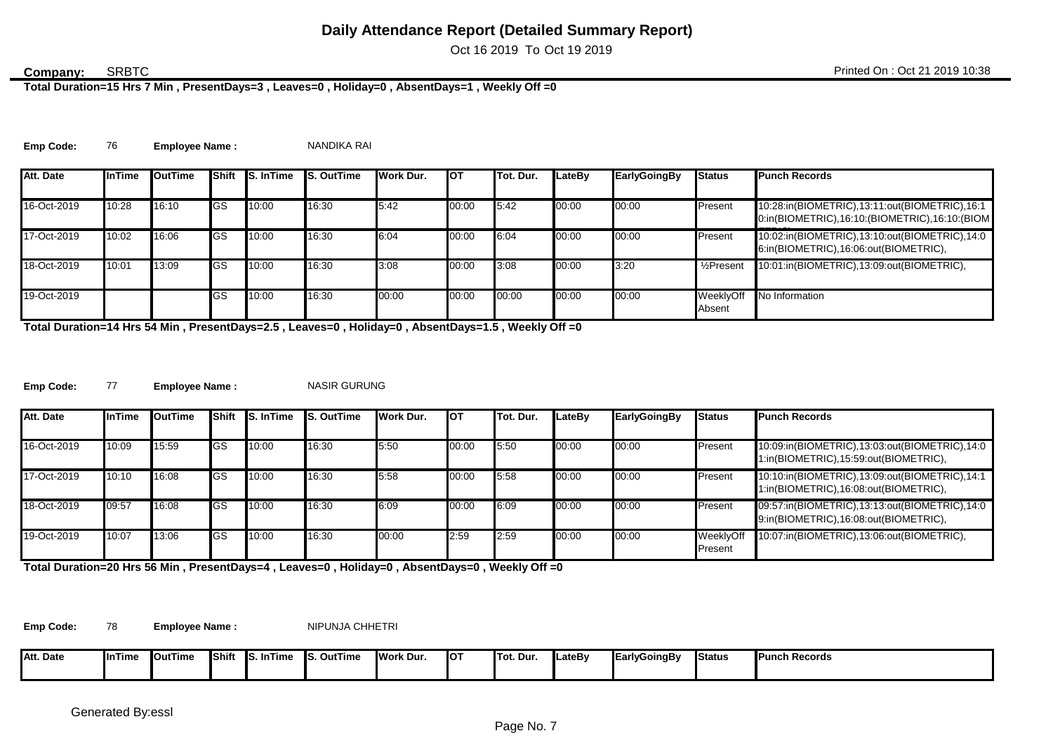# Daily Attendance Report (Detailed Summary Report)

Oct 16 2019 To Oct 19 2019

**Company:** SRBTC

Printed On : Oct 21 2019 10:38

**Total Duration=15 Hrs 7 Min , PresentDays=3 , Leaves=0 , Holiday=0 , AbsentDays=1 , Weekly Off =0**

**Emp Code:** 76 **Employee Name :** NANDIKA RAI

| Att. Date | InTime | OutTime | Shift | S. InTime | S. OutTime | Work Dur. | OT | Tot. Dur. | LateBy | EarlyGoingBy | Status | Punch Records |
|---|---|---|---|---|---|---|---|---|---|---|---|---|
| 16-Oct-2019 | 10:28 | 16:10 | GS | 10:00 | 16:30 | 5:42 | 00:00 | 5:42 | 00:00 | 00:00 | Present | 10:28:in(BIOMETRIC),13:11:out(BIOMETRIC),16:10:in(BIOMETRIC),16:10:(BIOMETRIC),16:10:(BIOM |
| 17-Oct-2019 | 10:02 | 16:06 | GS | 10:00 | 16:30 | 6:04 | 00:00 | 6:04 | 00:00 | 00:00 | Present | 10:02:in(BIOMETRIC),13:10:out(BIOMETRIC),14:06:in(BIOMETRIC),16:06:out(BIOMETRIC), |
| 18-Oct-2019 | 10:01 | 13:09 | GS | 10:00 | 16:30 | 3:08 | 00:00 | 3:08 | 00:00 | 3:20 | ½Present | 10:01:in(BIOMETRIC),13:09:out(BIOMETRIC), |
| 19-Oct-2019 | | | GS | 10:00 | 16:30 | 00:00 | 00:00 | 00:00 | 00:00 | 00:00 | WeeklyOff Absent | No Information |

**Total Duration=14 Hrs 54 Min , PresentDays=2.5 , Leaves=0 , Holiday=0 , AbsentDays=1.5 , Weekly Off =0**

**Emp Code:** 77 **Employee Name :** NASIR GURUNG

| Att. Date | InTime | OutTime | Shift | S. InTime | S. OutTime | Work Dur. | OT | Tot. Dur. | LateBy | EarlyGoingBy | Status | Punch Records |
|---|---|---|---|---|---|---|---|---|---|---|---|---|
| 16-Oct-2019 | 10:09 | 15:59 | GS | 10:00 | 16:30 | 5:50 | 00:00 | 5:50 | 00:00 | 00:00 | Present | 10:09:in(BIOMETRIC),13:03:out(BIOMETRIC),14:01:in(BIOMETRIC),15:59:out(BIOMETRIC), |
| 17-Oct-2019 | 10:10 | 16:08 | GS | 10:00 | 16:30 | 5:58 | 00:00 | 5:58 | 00:00 | 00:00 | Present | 10:10:in(BIOMETRIC),13:09:out(BIOMETRIC),14:11:in(BIOMETRIC),16:08:out(BIOMETRIC), |
| 18-Oct-2019 | 09:57 | 16:08 | GS | 10:00 | 16:30 | 6:09 | 00:00 | 6:09 | 00:00 | 00:00 | Present | 09:57:in(BIOMETRIC),13:13:out(BIOMETRIC),14:09:in(BIOMETRIC),16:08:out(BIOMETRIC), |
| 19-Oct-2019 | 10:07 | 13:06 | GS | 10:00 | 16:30 | 00:00 | 2:59 | 2:59 | 00:00 | 00:00 | WeeklyOff Present | 10:07:in(BIOMETRIC),13:06:out(BIOMETRIC), |

**Total Duration=20 Hrs 56 Min , PresentDays=4 , Leaves=0 , Holiday=0 , AbsentDays=0 , Weekly Off =0**

**Emp Code:** 78 **Employee Name :** NIPUNJA CHHETRI

| Att. Date | InTime | OutTime | Shift | S. InTime | S. OutTime | Work Dur. | OT | Tot. Dur. | LateBy | EarlyGoingBy | Status | Punch Records |
|---|---|---|---|---|---|---|---|---|---|---|---|---|

Generated By:essl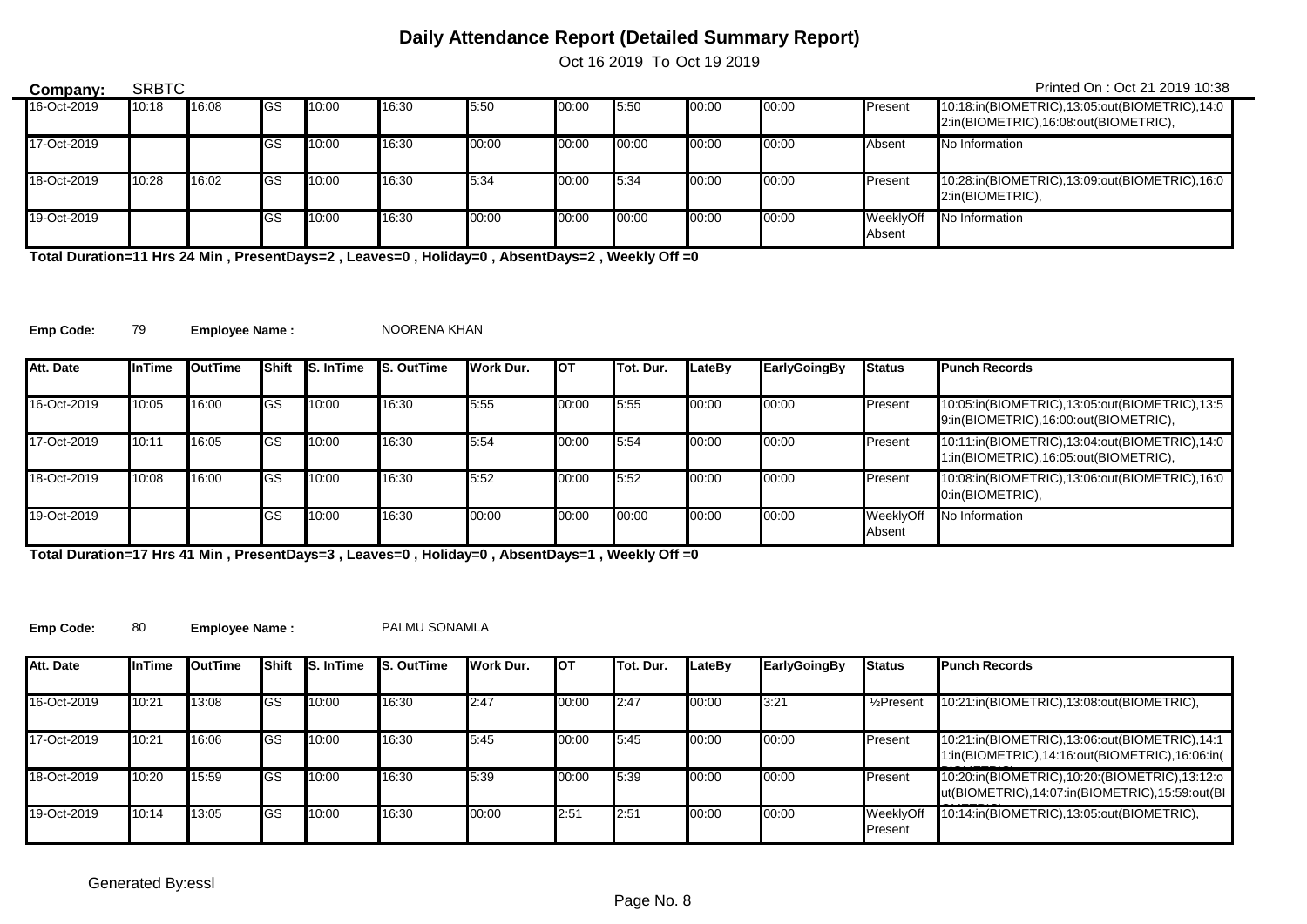# Daily Attendance Report (Detailed Summary Report)

Oct 16 2019 To Oct 19 2019

**Company:** SRBTC

Printed On : Oct 21 2019 10:38

| Att. Date | InTime | OutTime | Shift | S. InTime | S. OutTime | Work Dur. | OT | Tot. Dur. | LateBy | EarlyGoingBy | Status | Punch Records |
|---|---|---|---|---|---|---|---|---|---|---|---|---|
| 16-Oct-2019 | 10:18 | 16:08 | GS | 10:00 | 16:30 | 5:50 | 00:00 | 5:50 | 00:00 | 00:00 | Present | 10:18:in(BIOMETRIC),13:05:out(BIOMETRIC),14:02:in(BIOMETRIC),16:08:out(BIOMETRIC), |
| 17-Oct-2019 | | | GS | 10:00 | 16:30 | 00:00 | 00:00 | 00:00 | 00:00 | 00:00 | Absent | No Information |
| 18-Oct-2019 | 10:28 | 16:02 | GS | 10:00 | 16:30 | 5:34 | 00:00 | 5:34 | 00:00 | 00:00 | Present | 10:28:in(BIOMETRIC),13:09:out(BIOMETRIC),16:02:in(BIOMETRIC), |
| 19-Oct-2019 | | | GS | 10:00 | 16:30 | 00:00 | 00:00 | 00:00 | 00:00 | 00:00 | WeeklyOff Absent | No Information |

**Total Duration=11 Hrs 24 Min , PresentDays=2 , Leaves=0 , Holiday=0 , AbsentDays=2 , Weekly Off =0**

**Emp Code:** 79 **Employee Name :** NOORENA KHAN

| Att. Date | InTime | OutTime | Shift | S. InTime | S. OutTime | Work Dur. | OT | Tot. Dur. | LateBy | EarlyGoingBy | Status | Punch Records |
|---|---|---|---|---|---|---|---|---|---|---|---|---|
| 16-Oct-2019 | 10:05 | 16:00 | GS | 10:00 | 16:30 | 5:55 | 00:00 | 5:55 | 00:00 | 00:00 | Present | 10:05:in(BIOMETRIC),13:05:out(BIOMETRIC),13:59:in(BIOMETRIC),16:00:out(BIOMETRIC), |
| 17-Oct-2019 | 10:11 | 16:05 | GS | 10:00 | 16:30 | 5:54 | 00:00 | 5:54 | 00:00 | 00:00 | Present | 10:11:in(BIOMETRIC),13:04:out(BIOMETRIC),14:01:in(BIOMETRIC),16:05:out(BIOMETRIC), |
| 18-Oct-2019 | 10:08 | 16:00 | GS | 10:00 | 16:30 | 5:52 | 00:00 | 5:52 | 00:00 | 00:00 | Present | 10:08:in(BIOMETRIC),13:06:out(BIOMETRIC),16:00:in(BIOMETRIC), |
| 19-Oct-2019 | | | GS | 10:00 | 16:30 | 00:00 | 00:00 | 00:00 | 00:00 | 00:00 | WeeklyOff Absent | No Information |

**Total Duration=17 Hrs 41 Min , PresentDays=3 , Leaves=0 , Holiday=0 , AbsentDays=1 , Weekly Off =0**

**Emp Code:** 80 **Employee Name :** PALMU SONAMLA

| Att. Date | InTime | OutTime | Shift | S. InTime | S. OutTime | Work Dur. | OT | Tot. Dur. | LateBy | EarlyGoingBy | Status | Punch Records |
|---|---|---|---|---|---|---|---|---|---|---|---|---|
| 16-Oct-2019 | 10:21 | 13:08 | GS | 10:00 | 16:30 | 2:47 | 00:00 | 2:47 | 00:00 | 3:21 | ½Present | 10:21:in(BIOMETRIC),13:08:out(BIOMETRIC), |
| 17-Oct-2019 | 10:21 | 16:06 | GS | 10:00 | 16:30 | 5:45 | 00:00 | 5:45 | 00:00 | 00:00 | Present | 10:21:in(BIOMETRIC),13:06:out(BIOMETRIC),14:11:in(BIOMETRIC),14:16:out(BIOMETRIC),16:06:in( |
| 18-Oct-2019 | 10:20 | 15:59 | GS | 10:00 | 16:30 | 5:39 | 00:00 | 5:39 | 00:00 | 00:00 | Present | 10:20:in(BIOMETRIC),10:20:(BIOMETRIC),13:12:out(BIOMETRIC),14:07:in(BIOMETRIC),15:59:out(BI |
| 19-Oct-2019 | 10:14 | 13:05 | GS | 10:00 | 16:30 | 00:00 | 2:51 | 2:51 | 00:00 | 00:00 | WeeklyOff Present | 10:14:in(BIOMETRIC),13:05:out(BIOMETRIC), |

Generated By:essl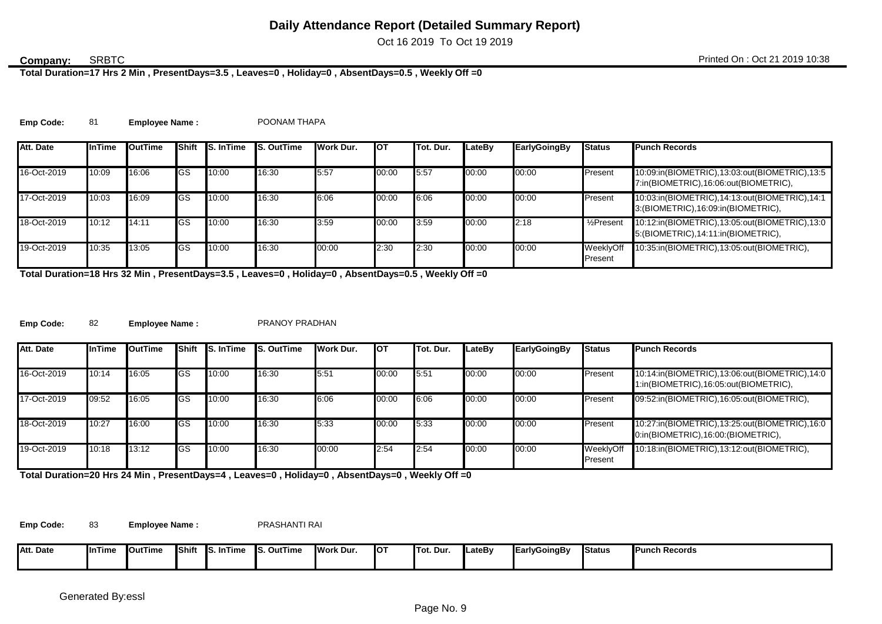# Daily Attendance Report (Detailed Summary Report)

Oct 16 2019 To Oct 19 2019

**Company:** SRBTC

Printed On : Oct 21 2019 10:38

**Total Duration=17 Hrs 2 Min , PresentDays=3.5 , Leaves=0 , Holiday=0 , AbsentDays=0.5 , Weekly Off =0**

**Emp Code:** 81 **Employee Name :** POONAM THAPA

| Att. Date | InTime | OutTime | Shift | S. InTime | S. OutTime | Work Dur. | OT | Tot. Dur. | LateBy | EarlyGoingBy | Status | Punch Records |
|---|---|---|---|---|---|---|---|---|---|---|---|---|
| 16-Oct-2019 | 10:09 | 16:06 | GS | 10:00 | 16:30 | 5:57 | 00:00 | 5:57 | 00:00 | 00:00 | Present | 10:09:in(BIOMETRIC),13:03:out(BIOMETRIC),13:57:in(BIOMETRIC),16:06:out(BIOMETRIC), |
| 17-Oct-2019 | 10:03 | 16:09 | GS | 10:00 | 16:30 | 6:06 | 00:00 | 6:06 | 00:00 | 00:00 | Present | 10:03:in(BIOMETRIC),14:13:out(BIOMETRIC),14:13:(BIOMETRIC),16:09:in(BIOMETRIC), |
| 18-Oct-2019 | 10:12 | 14:11 | GS | 10:00 | 16:30 | 3:59 | 00:00 | 3:59 | 00:00 | 2:18 | ½Present | 10:12:in(BIOMETRIC),13:05:out(BIOMETRIC),13:05:(BIOMETRIC),14:11:in(BIOMETRIC), |
| 19-Oct-2019 | 10:35 | 13:05 | GS | 10:00 | 16:30 | 00:00 | 2:30 | 2:30 | 00:00 | 00:00 | WeeklyOff Present | 10:35:in(BIOMETRIC),13:05:out(BIOMETRIC), |

**Total Duration=18 Hrs 32 Min , PresentDays=3.5 , Leaves=0 , Holiday=0 , AbsentDays=0.5 , Weekly Off =0**

**Emp Code:** 82 **Employee Name :** PRANOY PRADHAN

| Att. Date | InTime | OutTime | Shift | S. InTime | S. OutTime | Work Dur. | OT | Tot. Dur. | LateBy | EarlyGoingBy | Status | Punch Records |
|---|---|---|---|---|---|---|---|---|---|---|---|---|
| 16-Oct-2019 | 10:14 | 16:05 | GS | 10:00 | 16:30 | 5:51 | 00:00 | 5:51 | 00:00 | 00:00 | Present | 10:14:in(BIOMETRIC),13:06:out(BIOMETRIC),14:01:in(BIOMETRIC),16:05:out(BIOMETRIC), |
| 17-Oct-2019 | 09:52 | 16:05 | GS | 10:00 | 16:30 | 6:06 | 00:00 | 6:06 | 00:00 | 00:00 | Present | 09:52:in(BIOMETRIC),16:05:out(BIOMETRIC), |
| 18-Oct-2019 | 10:27 | 16:00 | GS | 10:00 | 16:30 | 5:33 | 00:00 | 5:33 | 00:00 | 00:00 | Present | 10:27:in(BIOMETRIC),13:25:out(BIOMETRIC),16:00:in(BIOMETRIC),16:00:(BIOMETRIC), |
| 19-Oct-2019 | 10:18 | 13:12 | GS | 10:00 | 16:30 | 00:00 | 2:54 | 2:54 | 00:00 | 00:00 | WeeklyOff Present | 10:18:in(BIOMETRIC),13:12:out(BIOMETRIC), |

**Total Duration=20 Hrs 24 Min , PresentDays=4 , Leaves=0 , Holiday=0 , AbsentDays=0 , Weekly Off =0**

**Emp Code:** 83 **Employee Name :** PRASHANTI RAI

| Att. Date | InTime | OutTime | Shift | S. InTime | S. OutTime | Work Dur. | OT | Tot. Dur. | LateBy | EarlyGoingBy | Status | Punch Records |
|---|---|---|---|---|---|---|---|---|---|---|---|---|

Generated By:essl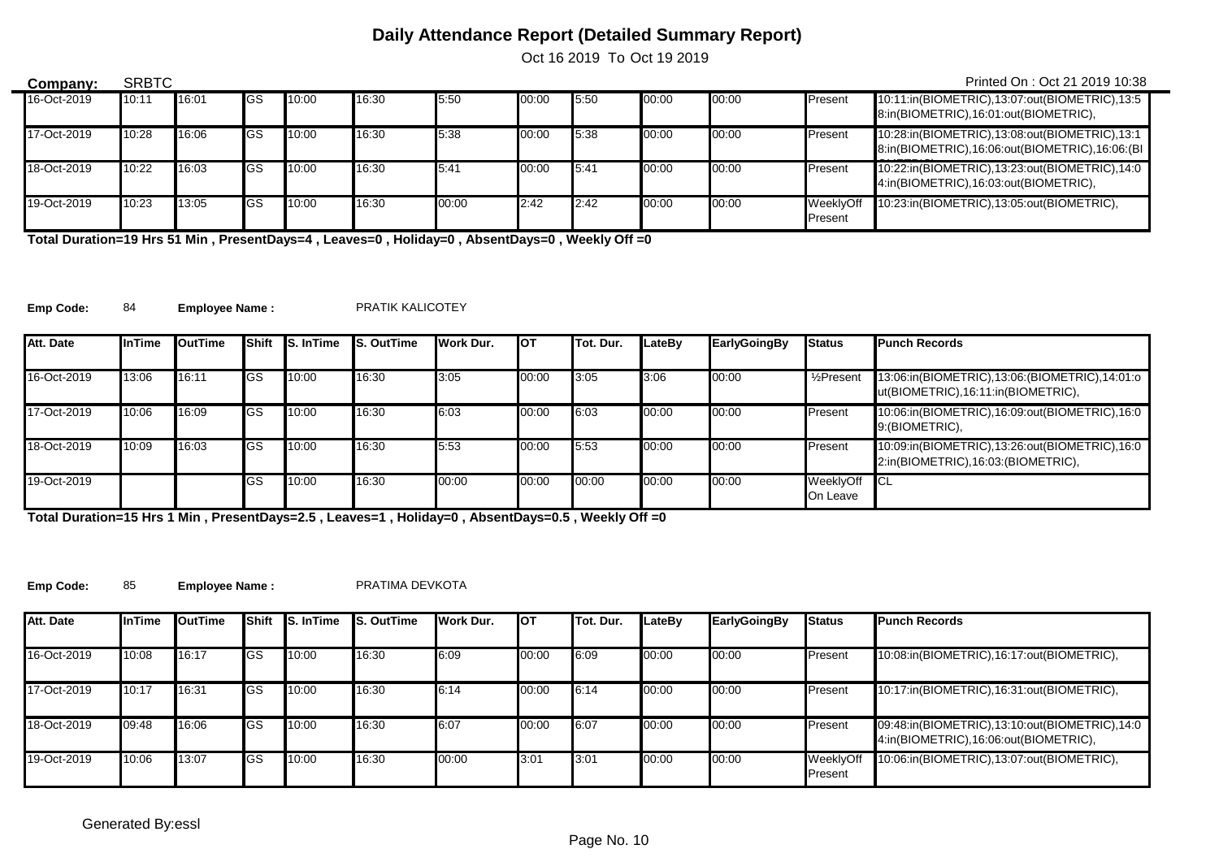# Daily Attendance Report (Detailed Summary Report)

Oct 16 2019 To Oct 19 2019

**Company:** SRBTC

Printed On : Oct 21 2019 10:38

| | | | | | | | | | | | | |
|---|---|---|---|---|---|---|---|---|---|---|---|---|
| 16-Oct-2019 | 10:11 | 16:01 | GS | 10:00 | 16:30 | 5:50 | 00:00 | 5:50 | 00:00 | 00:00 | Present | 10:11:in(BIOMETRIC),13:07:out(BIOMETRIC),13:58:in(BIOMETRIC),16:01:out(BIOMETRIC), |
| 17-Oct-2019 | 10:28 | 16:06 | GS | 10:00 | 16:30 | 5:38 | 00:00 | 5:38 | 00:00 | 00:00 | Present | 10:28:in(BIOMETRIC),13:08:out(BIOMETRIC),13:18:in(BIOMETRIC),16:06:out(BIOMETRIC),16:06:(BI |
| 18-Oct-2019 | 10:22 | 16:03 | GS | 10:00 | 16:30 | 5:41 | 00:00 | 5:41 | 00:00 | 00:00 | Present | 10:22:in(BIOMETRIC),13:23:out(BIOMETRIC),14:04:in(BIOMETRIC),16:03:out(BIOMETRIC), |
| 19-Oct-2019 | 10:23 | 13:05 | GS | 10:00 | 16:30 | 00:00 | 2:42 | 2:42 | 00:00 | 00:00 | WeeklyOff Present | 10:23:in(BIOMETRIC),13:05:out(BIOMETRIC), |

**Total Duration=19 Hrs 51 Min , PresentDays=4 , Leaves=0 , Holiday=0 , AbsentDays=0 , Weekly Off =0**

**Emp Code:** 84 **Employee Name :** PRATIK KALICOTEY

| Att. Date | InTime | OutTime | Shift | S. InTime | S. OutTime | Work Dur. | OT | Tot. Dur. | LateBy | EarlyGoingBy | Status | Punch Records |
|---|---|---|---|---|---|---|---|---|---|---|---|---|
| 16-Oct-2019 | 13:06 | 16:11 | GS | 10:00 | 16:30 | 3:05 | 00:00 | 3:05 | 3:06 | 00:00 | ½Present | 13:06:in(BIOMETRIC),13:06:(BIOMETRIC),14:01:out(BIOMETRIC),16:11:in(BIOMETRIC), |
| 17-Oct-2019 | 10:06 | 16:09 | GS | 10:00 | 16:30 | 6:03 | 00:00 | 6:03 | 00:00 | 00:00 | Present | 10:06:in(BIOMETRIC),16:09:out(BIOMETRIC),16:09:(BIOMETRIC), |
| 18-Oct-2019 | 10:09 | 16:03 | GS | 10:00 | 16:30 | 5:53 | 00:00 | 5:53 | 00:00 | 00:00 | Present | 10:09:in(BIOMETRIC),13:26:out(BIOMETRIC),16:02:in(BIOMETRIC),16:03:(BIOMETRIC), |
| 19-Oct-2019 | | | GS | 10:00 | 16:30 | 00:00 | 00:00 | 00:00 | 00:00 | 00:00 | WeeklyOff On Leave | CL |

**Total Duration=15 Hrs 1 Min , PresentDays=2.5 , Leaves=1 , Holiday=0 , AbsentDays=0.5 , Weekly Off =0**

**Emp Code:** 85 **Employee Name :** PRATIMA DEVKOTA

| Att. Date | InTime | OutTime | Shift | S. InTime | S. OutTime | Work Dur. | OT | Tot. Dur. | LateBy | EarlyGoingBy | Status | Punch Records |
|---|---|---|---|---|---|---|---|---|---|---|---|---|
| 16-Oct-2019 | 10:08 | 16:17 | GS | 10:00 | 16:30 | 6:09 | 00:00 | 6:09 | 00:00 | 00:00 | Present | 10:08:in(BIOMETRIC),16:17:out(BIOMETRIC), |
| 17-Oct-2019 | 10:17 | 16:31 | GS | 10:00 | 16:30 | 6:14 | 00:00 | 6:14 | 00:00 | 00:00 | Present | 10:17:in(BIOMETRIC),16:31:out(BIOMETRIC), |
| 18-Oct-2019 | 09:48 | 16:06 | GS | 10:00 | 16:30 | 6:07 | 00:00 | 6:07 | 00:00 | 00:00 | Present | 09:48:in(BIOMETRIC),13:10:out(BIOMETRIC),14:04:in(BIOMETRIC),16:06:out(BIOMETRIC), |
| 19-Oct-2019 | 10:06 | 13:07 | GS | 10:00 | 16:30 | 00:00 | 3:01 | 3:01 | 00:00 | 00:00 | WeeklyOff Present | 10:06:in(BIOMETRIC),13:07:out(BIOMETRIC), |

Generated By:essl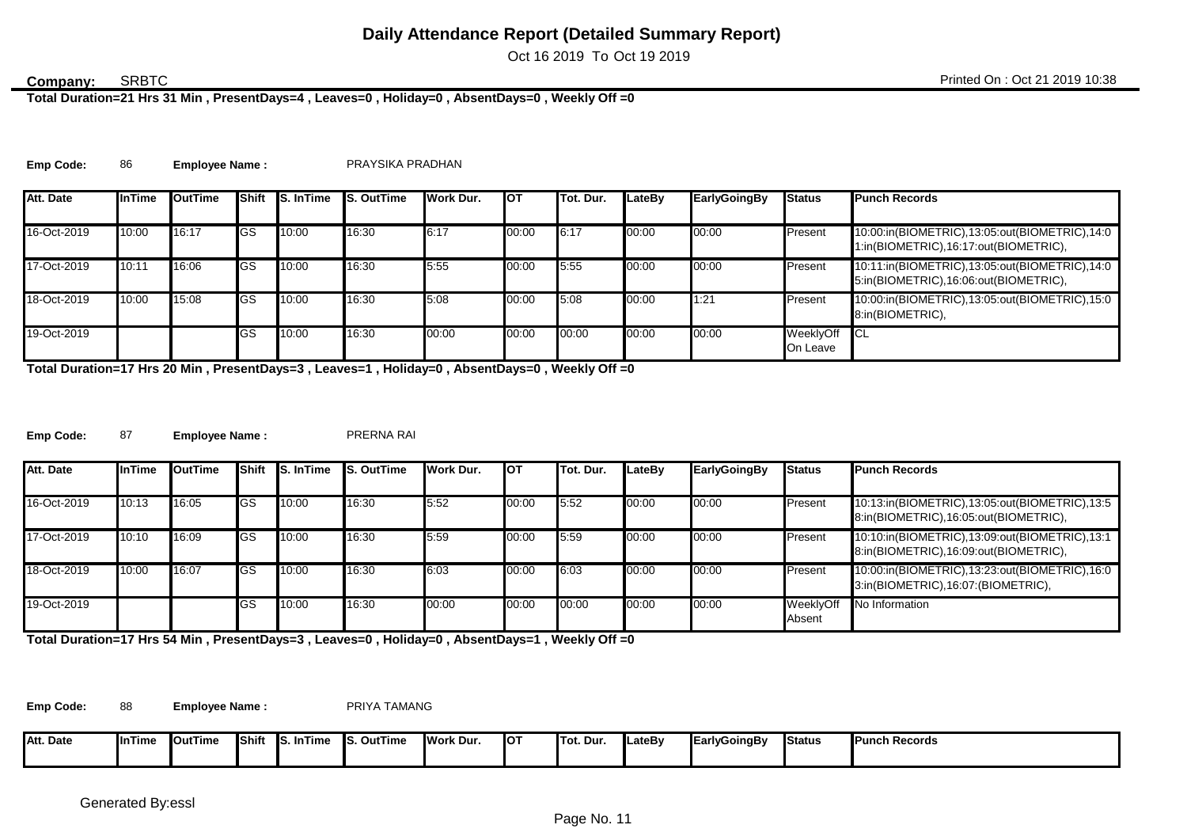# Daily Attendance Report (Detailed Summary Report)

Oct 16 2019 To Oct 19 2019

**Company:** SRBTC

Printed On : Oct 21 2019 10:38

**Total Duration=21 Hrs 31 Min , PresentDays=4 , Leaves=0 , Holiday=0 , AbsentDays=0 , Weekly Off =0**

**Emp Code:** 86 **Employee Name :** PRAYSIKA PRADHAN

| Att. Date | InTime | OutTime | Shift | S. InTime | S. OutTime | Work Dur. | OT | Tot. Dur. | LateBy | EarlyGoingBy | Status | Punch Records |
|---|---|---|---|---|---|---|---|---|---|---|---|---|
| 16-Oct-2019 | 10:00 | 16:17 | GS | 10:00 | 16:30 | 6:17 | 00:00 | 6:17 | 00:00 | 00:00 | Present | 10:00:in(BIOMETRIC),13:05:out(BIOMETRIC),14:01:in(BIOMETRIC),16:17:out(BIOMETRIC), |
| 17-Oct-2019 | 10:11 | 16:06 | GS | 10:00 | 16:30 | 5:55 | 00:00 | 5:55 | 00:00 | 00:00 | Present | 10:11:in(BIOMETRIC),13:05:out(BIOMETRIC),14:05:in(BIOMETRIC),16:06:out(BIOMETRIC), |
| 18-Oct-2019 | 10:00 | 15:08 | GS | 10:00 | 16:30 | 5:08 | 00:00 | 5:08 | 00:00 | 1:21 | Present | 10:00:in(BIOMETRIC),13:05:out(BIOMETRIC),15:08:in(BIOMETRIC), |
| 19-Oct-2019 | | | GS | 10:00 | 16:30 | 00:00 | 00:00 | 00:00 | 00:00 | 00:00 | WeeklyOff On Leave | CL |

**Total Duration=17 Hrs 20 Min , PresentDays=3 , Leaves=1 , Holiday=0 , AbsentDays=0 , Weekly Off =0**

**Emp Code:** 87 **Employee Name :** PRERNA RAI

| Att. Date | InTime | OutTime | Shift | S. InTime | S. OutTime | Work Dur. | OT | Tot. Dur. | LateBy | EarlyGoingBy | Status | Punch Records |
|---|---|---|---|---|---|---|---|---|---|---|---|---|
| 16-Oct-2019 | 10:13 | 16:05 | GS | 10:00 | 16:30 | 5:52 | 00:00 | 5:52 | 00:00 | 00:00 | Present | 10:13:in(BIOMETRIC),13:05:out(BIOMETRIC),13:58:in(BIOMETRIC),16:05:out(BIOMETRIC), |
| 17-Oct-2019 | 10:10 | 16:09 | GS | 10:00 | 16:30 | 5:59 | 00:00 | 5:59 | 00:00 | 00:00 | Present | 10:10:in(BIOMETRIC),13:09:out(BIOMETRIC),13:18:in(BIOMETRIC),16:09:out(BIOMETRIC), |
| 18-Oct-2019 | 10:00 | 16:07 | GS | 10:00 | 16:30 | 6:03 | 00:00 | 6:03 | 00:00 | 00:00 | Present | 10:00:in(BIOMETRIC),13:23:out(BIOMETRIC),16:03:in(BIOMETRIC),16:07:(BIOMETRIC), |
| 19-Oct-2019 | | | GS | 10:00 | 16:30 | 00:00 | 00:00 | 00:00 | 00:00 | 00:00 | WeeklyOff Absent | No Information |

**Total Duration=17 Hrs 54 Min , PresentDays=3 , Leaves=0 , Holiday=0 , AbsentDays=1 , Weekly Off =0**

**Emp Code:** 88 **Employee Name :** PRIYA TAMANG

| Att. Date | InTime | OutTime | Shift | S. InTime | S. OutTime | Work Dur. | OT | Tot. Dur. | LateBy | EarlyGoingBy | Status | Punch Records |
|---|---|---|---|---|---|---|---|---|---|---|---|---|

Generated By:essl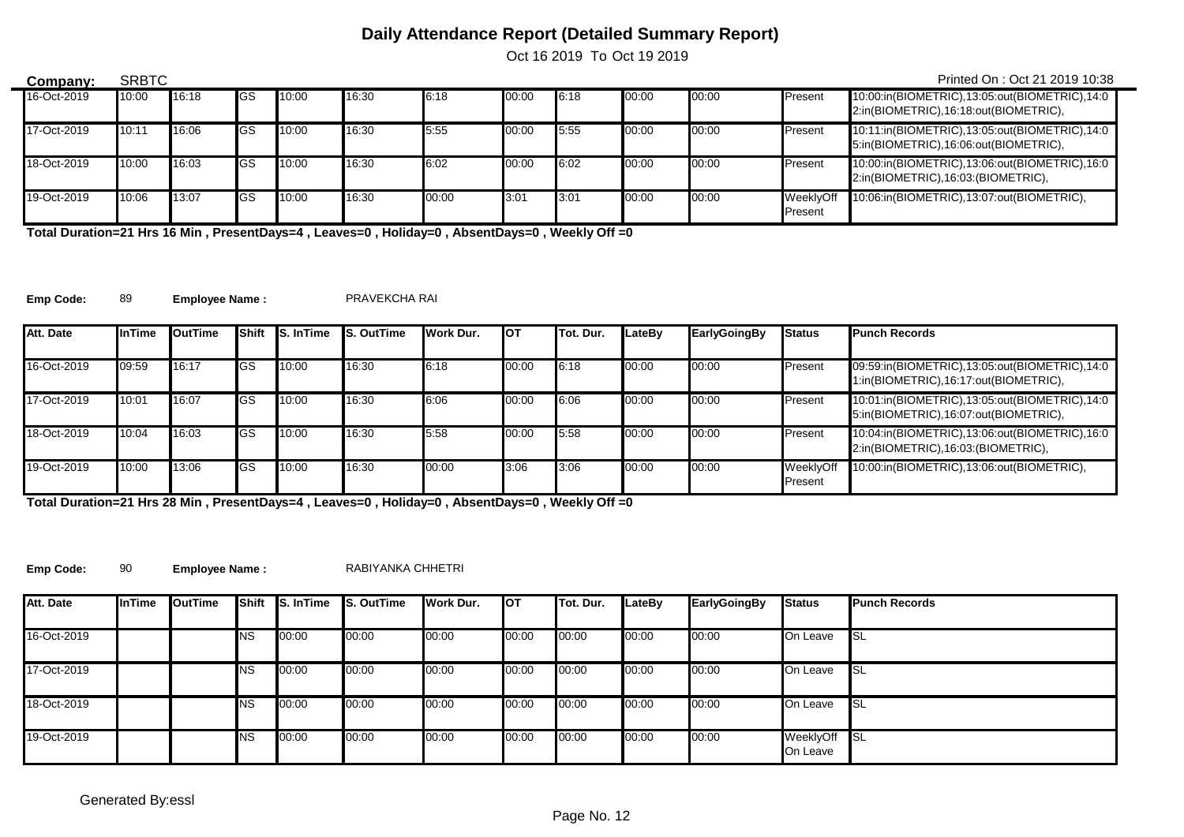# Daily Attendance Report (Detailed Summary Report)

Oct 16 2019 To Oct 19 2019

**Company:** SRBTC

Printed On : Oct 21 2019 10:38

| | | | | | | | | | | | | |
|---|---|---|---|---|---|---|---|---|---|---|---|---|
| 16-Oct-2019 | 10:00 | 16:18 | GS | 10:00 | 16:30 | 6:18 | 00:00 | 6:18 | 00:00 | 00:00 | Present | 10:00:in(BIOMETRIC),13:05:out(BIOMETRIC),14:02:in(BIOMETRIC),16:18:out(BIOMETRIC), |
| 17-Oct-2019 | 10:11 | 16:06 | GS | 10:00 | 16:30 | 5:55 | 00:00 | 5:55 | 00:00 | 00:00 | Present | 10:11:in(BIOMETRIC),13:05:out(BIOMETRIC),14:05:in(BIOMETRIC),16:06:out(BIOMETRIC), |
| 18-Oct-2019 | 10:00 | 16:03 | GS | 10:00 | 16:30 | 6:02 | 00:00 | 6:02 | 00:00 | 00:00 | Present | 10:00:in(BIOMETRIC),13:06:out(BIOMETRIC),16:02:in(BIOMETRIC),16:03:(BIOMETRIC), |
| 19-Oct-2019 | 10:06 | 13:07 | GS | 10:00 | 16:30 | 00:00 | 3:01 | 3:01 | 00:00 | 00:00 | WeeklyOff Present | 10:06:in(BIOMETRIC),13:07:out(BIOMETRIC), |

**Total Duration=21 Hrs 16 Min , PresentDays=4 , Leaves=0 , Holiday=0 , AbsentDays=0 , Weekly Off =0**

**Emp Code:** 89 **Employee Name :** PRAVEKCHA RAI

| Att. Date | InTime | OutTime | Shift | S. InTime | S. OutTime | Work Dur. | OT | Tot. Dur. | LateBy | EarlyGoingBy | Status | Punch Records |
|---|---|---|---|---|---|---|---|---|---|---|---|---|
| 16-Oct-2019 | 09:59 | 16:17 | GS | 10:00 | 16:30 | 6:18 | 00:00 | 6:18 | 00:00 | 00:00 | Present | 09:59:in(BIOMETRIC),13:05:out(BIOMETRIC),14:01:in(BIOMETRIC),16:17:out(BIOMETRIC), |
| 17-Oct-2019 | 10:01 | 16:07 | GS | 10:00 | 16:30 | 6:06 | 00:00 | 6:06 | 00:00 | 00:00 | Present | 10:01:in(BIOMETRIC),13:05:out(BIOMETRIC),14:05:in(BIOMETRIC),16:07:out(BIOMETRIC), |
| 18-Oct-2019 | 10:04 | 16:03 | GS | 10:00 | 16:30 | 5:58 | 00:00 | 5:58 | 00:00 | 00:00 | Present | 10:04:in(BIOMETRIC),13:06:out(BIOMETRIC),16:02:in(BIOMETRIC),16:03:(BIOMETRIC), |
| 19-Oct-2019 | 10:00 | 13:06 | GS | 10:00 | 16:30 | 00:00 | 3:06 | 3:06 | 00:00 | 00:00 | WeeklyOff Present | 10:00:in(BIOMETRIC),13:06:out(BIOMETRIC), |

**Total Duration=21 Hrs 28 Min , PresentDays=4 , Leaves=0 , Holiday=0 , AbsentDays=0 , Weekly Off =0**

**Emp Code:** 90 **Employee Name :** RABIYANKA CHHETRI

| Att. Date | InTime | OutTime | Shift | S. InTime | S. OutTime | Work Dur. | OT | Tot. Dur. | LateBy | EarlyGoingBy | Status | Punch Records |
|---|---|---|---|---|---|---|---|---|---|---|---|---|
| 16-Oct-2019 | | | NS | 00:00 | 00:00 | 00:00 | 00:00 | 00:00 | 00:00 | 00:00 | On Leave | SL |
| 17-Oct-2019 | | | NS | 00:00 | 00:00 | 00:00 | 00:00 | 00:00 | 00:00 | 00:00 | On Leave | SL |
| 18-Oct-2019 | | | NS | 00:00 | 00:00 | 00:00 | 00:00 | 00:00 | 00:00 | 00:00 | On Leave | SL |
| 19-Oct-2019 | | | NS | 00:00 | 00:00 | 00:00 | 00:00 | 00:00 | 00:00 | 00:00 | WeeklyOff On Leave | SL |

Generated By:essl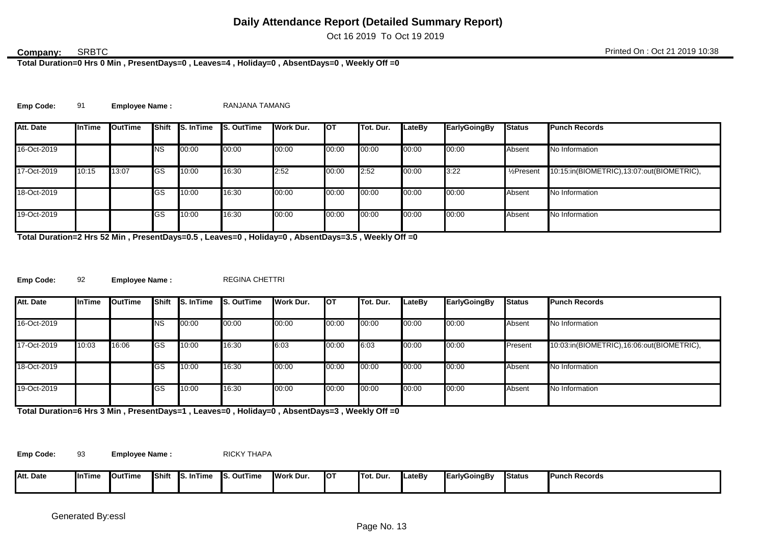# Daily Attendance Report (Detailed Summary Report)

Oct 16 2019 To Oct 19 2019

**Company:** SRBTC

Printed On : Oct 21 2019 10:38

**Total Duration=0 Hrs 0 Min , PresentDays=0 , Leaves=4 , Holiday=0 , AbsentDays=0 , Weekly Off =0**

**Emp Code:** 91 **Employee Name :** RANJANA TAMANG

| Att. Date | InTime | OutTime | Shift | S. InTime | S. OutTime | Work Dur. | OT | Tot. Dur. | LateBy | EarlyGoingBy | Status | Punch Records |
|---|---|---|---|---|---|---|---|---|---|---|---|---|
| 16-Oct-2019 | | | NS | 00:00 | 00:00 | 00:00 | 00:00 | 00:00 | 00:00 | 00:00 | Absent | No Information |
| 17-Oct-2019 | 10:15 | 13:07 | GS | 10:00 | 16:30 | 2:52 | 00:00 | 2:52 | 00:00 | 3:22 | ½Present | 10:15:in(BIOMETRIC),13:07:out(BIOMETRIC), |
| 18-Oct-2019 | | | GS | 10:00 | 16:30 | 00:00 | 00:00 | 00:00 | 00:00 | 00:00 | Absent | No Information |
| 19-Oct-2019 | | | GS | 10:00 | 16:30 | 00:00 | 00:00 | 00:00 | 00:00 | 00:00 | Absent | No Information |

**Total Duration=2 Hrs 52 Min , PresentDays=0.5 , Leaves=0 , Holiday=0 , AbsentDays=3.5 , Weekly Off =0**

**Emp Code:** 92 **Employee Name :** REGINA CHETTRI

| Att. Date | InTime | OutTime | Shift | S. InTime | S. OutTime | Work Dur. | OT | Tot. Dur. | LateBy | EarlyGoingBy | Status | Punch Records |
|---|---|---|---|---|---|---|---|---|---|---|---|---|
| 16-Oct-2019 | | | NS | 00:00 | 00:00 | 00:00 | 00:00 | 00:00 | 00:00 | 00:00 | Absent | No Information |
| 17-Oct-2019 | 10:03 | 16:06 | GS | 10:00 | 16:30 | 6:03 | 00:00 | 6:03 | 00:00 | 00:00 | Present | 10:03:in(BIOMETRIC),16:06:out(BIOMETRIC), |
| 18-Oct-2019 | | | GS | 10:00 | 16:30 | 00:00 | 00:00 | 00:00 | 00:00 | 00:00 | Absent | No Information |
| 19-Oct-2019 | | | GS | 10:00 | 16:30 | 00:00 | 00:00 | 00:00 | 00:00 | 00:00 | Absent | No Information |

**Total Duration=6 Hrs 3 Min , PresentDays=1 , Leaves=0 , Holiday=0 , AbsentDays=3 , Weekly Off =0**

**Emp Code:** 93 **Employee Name :** RICKY THAPA

| Att. Date | InTime | OutTime | Shift | S. InTime | S. OutTime | Work Dur. | OT | Tot. Dur. | LateBy | EarlyGoingBy | Status | Punch Records |
|---|---|---|---|---|---|---|---|---|---|---|---|---|

Generated By:essl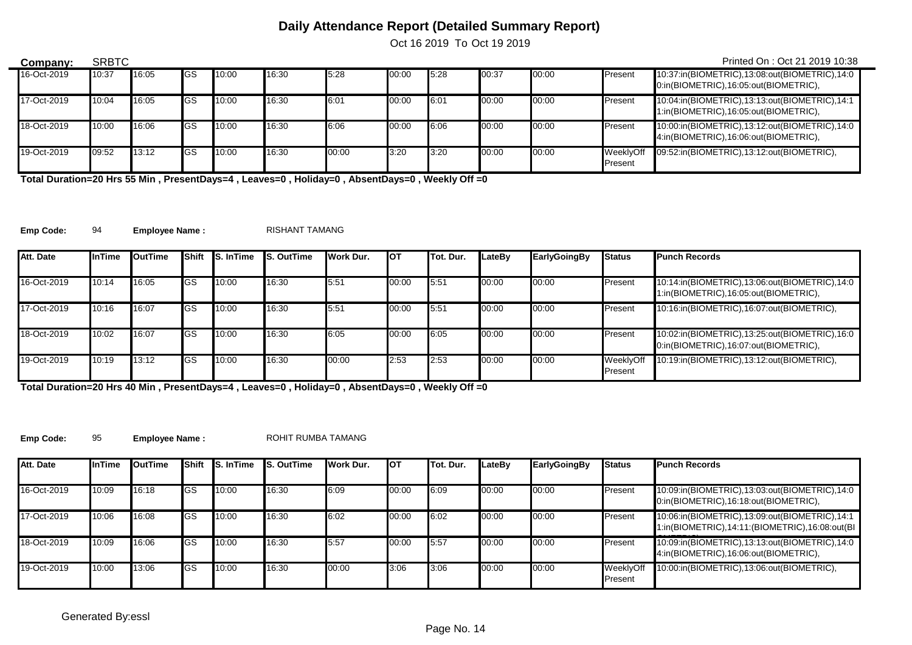# Daily Attendance Report (Detailed Summary Report)

Oct 16 2019 To Oct 19 2019

**Company:** SRBTC

Printed On : Oct 21 2019 10:38

| Att. Date | InTime | OutTime | Shift | S. InTime | S. OutTime | Work Dur. | OT | Tot. Dur. | LateBy | EarlyGoingBy | Status | Punch Records |
|---|---|---|---|---|---|---|---|---|---|---|---|---|
| 16-Oct-2019 | 10:37 | 16:05 | GS | 10:00 | 16:30 | 5:28 | 00:00 | 5:28 | 00:37 | 00:00 | Present | 10:37:in(BIOMETRIC),13:08:out(BIOMETRIC),14:00:in(BIOMETRIC),16:05:out(BIOMETRIC), |
| 17-Oct-2019 | 10:04 | 16:05 | GS | 10:00 | 16:30 | 6:01 | 00:00 | 6:01 | 00:00 | 00:00 | Present | 10:04:in(BIOMETRIC),13:13:out(BIOMETRIC),14:11:in(BIOMETRIC),16:05:out(BIOMETRIC), |
| 18-Oct-2019 | 10:00 | 16:06 | GS | 10:00 | 16:30 | 6:06 | 00:00 | 6:06 | 00:00 | 00:00 | Present | 10:00:in(BIOMETRIC),13:12:out(BIOMETRIC),14:04:in(BIOMETRIC),16:06:out(BIOMETRIC), |
| 19-Oct-2019 | 09:52 | 13:12 | GS | 10:00 | 16:30 | 00:00 | 3:20 | 3:20 | 00:00 | 00:00 | WeeklyOff Present | 09:52:in(BIOMETRIC),13:12:out(BIOMETRIC), |

**Total Duration=20 Hrs 55 Min , PresentDays=4 , Leaves=0 , Holiday=0 , AbsentDays=0 , Weekly Off =0**

**Emp Code:** 94 **Employee Name :** RISHANT TAMANG

| Att. Date | InTime | OutTime | Shift | S. InTime | S. OutTime | Work Dur. | OT | Tot. Dur. | LateBy | EarlyGoingBy | Status | Punch Records |
|---|---|---|---|---|---|---|---|---|---|---|---|---|
| 16-Oct-2019 | 10:14 | 16:05 | GS | 10:00 | 16:30 | 5:51 | 00:00 | 5:51 | 00:00 | 00:00 | Present | 10:14:in(BIOMETRIC),13:06:out(BIOMETRIC),14:01:in(BIOMETRIC),16:05:out(BIOMETRIC), |
| 17-Oct-2019 | 10:16 | 16:07 | GS | 10:00 | 16:30 | 5:51 | 00:00 | 5:51 | 00:00 | 00:00 | Present | 10:16:in(BIOMETRIC),16:07:out(BIOMETRIC), |
| 18-Oct-2019 | 10:02 | 16:07 | GS | 10:00 | 16:30 | 6:05 | 00:00 | 6:05 | 00:00 | 00:00 | Present | 10:02:in(BIOMETRIC),13:25:out(BIOMETRIC),16:00:in(BIOMETRIC),16:07:out(BIOMETRIC), |
| 19-Oct-2019 | 10:19 | 13:12 | GS | 10:00 | 16:30 | 00:00 | 2:53 | 2:53 | 00:00 | 00:00 | WeeklyOff Present | 10:19:in(BIOMETRIC),13:12:out(BIOMETRIC), |

**Total Duration=20 Hrs 40 Min , PresentDays=4 , Leaves=0 , Holiday=0 , AbsentDays=0 , Weekly Off =0**

**Emp Code:** 95 **Employee Name :** ROHIT RUMBA TAMANG

| Att. Date | InTime | OutTime | Shift | S. InTime | S. OutTime | Work Dur. | OT | Tot. Dur. | LateBy | EarlyGoingBy | Status | Punch Records |
|---|---|---|---|---|---|---|---|---|---|---|---|---|
| 16-Oct-2019 | 10:09 | 16:18 | GS | 10:00 | 16:30 | 6:09 | 00:00 | 6:09 | 00:00 | 00:00 | Present | 10:09:in(BIOMETRIC),13:03:out(BIOMETRIC),14:00:in(BIOMETRIC),16:18:out(BIOMETRIC), |
| 17-Oct-2019 | 10:06 | 16:08 | GS | 10:00 | 16:30 | 6:02 | 00:00 | 6:02 | 00:00 | 00:00 | Present | 10:06:in(BIOMETRIC),13:09:out(BIOMETRIC),14:11:in(BIOMETRIC),14:11:(BIOMETRIC),16:08:out(BI |
| 18-Oct-2019 | 10:09 | 16:06 | GS | 10:00 | 16:30 | 5:57 | 00:00 | 5:57 | 00:00 | 00:00 | Present | 10:09:in(BIOMETRIC),13:13:out(BIOMETRIC),14:04:in(BIOMETRIC),16:06:out(BIOMETRIC), |
| 19-Oct-2019 | 10:00 | 13:06 | GS | 10:00 | 16:30 | 00:00 | 3:06 | 3:06 | 00:00 | 00:00 | WeeklyOff Present | 10:00:in(BIOMETRIC),13:06:out(BIOMETRIC), |

Generated By:essl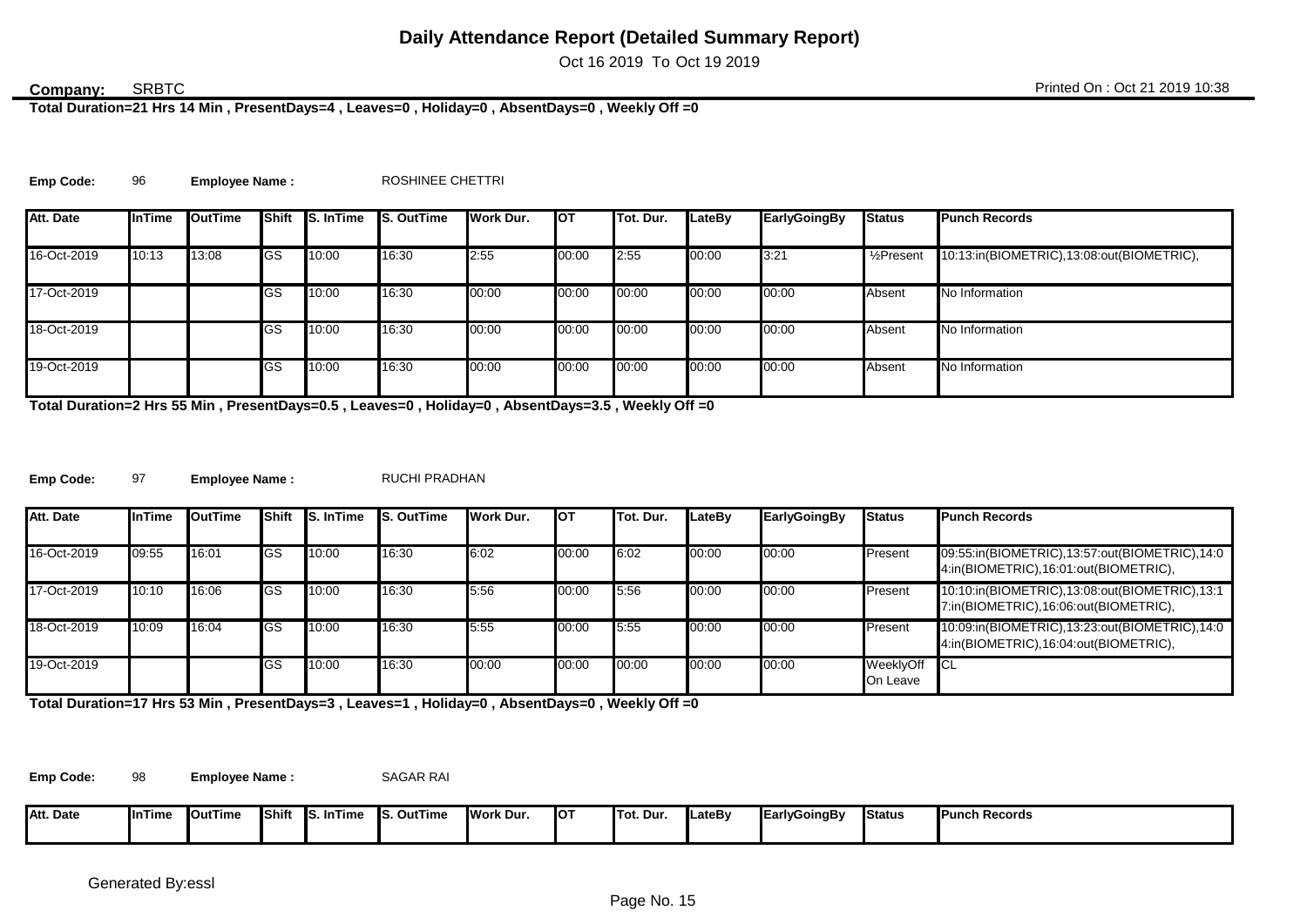# Daily Attendance Report (Detailed Summary Report)

Oct 16 2019 To Oct 19 2019

**Company:** SRBTC

Printed On : Oct 21 2019 10:38

**Total Duration=21 Hrs 14 Min , PresentDays=4 , Leaves=0 , Holiday=0 , AbsentDays=0 , Weekly Off =0**

**Emp Code:** 96 **Employee Name :** ROSHINEE CHETTRI

| Att. Date | InTime | OutTime | Shift | S. InTime | S. OutTime | Work Dur. | OT | Tot. Dur. | LateBy | EarlyGoingBy | Status | Punch Records |
|---|---|---|---|---|---|---|---|---|---|---|---|---|
| 16-Oct-2019 | 10:13 | 13:08 | GS | 10:00 | 16:30 | 2:55 | 00:00 | 2:55 | 00:00 | 3:21 | ½Present | 10:13:in(BIOMETRIC),13:08:out(BIOMETRIC), |
| 17-Oct-2019 | | | GS | 10:00 | 16:30 | 00:00 | 00:00 | 00:00 | 00:00 | 00:00 | Absent | No Information |
| 18-Oct-2019 | | | GS | 10:00 | 16:30 | 00:00 | 00:00 | 00:00 | 00:00 | 00:00 | Absent | No Information |
| 19-Oct-2019 | | | GS | 10:00 | 16:30 | 00:00 | 00:00 | 00:00 | 00:00 | 00:00 | Absent | No Information |

**Total Duration=2 Hrs 55 Min , PresentDays=0.5 , Leaves=0 , Holiday=0 , AbsentDays=3.5 , Weekly Off =0**

**Emp Code:** 97 **Employee Name :** RUCHI PRADHAN

| Att. Date | InTime | OutTime | Shift | S. InTime | S. OutTime | Work Dur. | OT | Tot. Dur. | LateBy | EarlyGoingBy | Status | Punch Records |
|---|---|---|---|---|---|---|---|---|---|---|---|---|
| 16-Oct-2019 | 09:55 | 16:01 | GS | 10:00 | 16:30 | 6:02 | 00:00 | 6:02 | 00:00 | 00:00 | Present | 09:55:in(BIOMETRIC),13:57:out(BIOMETRIC),14:04:in(BIOMETRIC),16:01:out(BIOMETRIC), |
| 17-Oct-2019 | 10:10 | 16:06 | GS | 10:00 | 16:30 | 5:56 | 00:00 | 5:56 | 00:00 | 00:00 | Present | 10:10:in(BIOMETRIC),13:08:out(BIOMETRIC),13:17:in(BIOMETRIC),16:06:out(BIOMETRIC), |
| 18-Oct-2019 | 10:09 | 16:04 | GS | 10:00 | 16:30 | 5:55 | 00:00 | 5:55 | 00:00 | 00:00 | Present | 10:09:in(BIOMETRIC),13:23:out(BIOMETRIC),14:04:in(BIOMETRIC),16:04:out(BIOMETRIC), |
| 19-Oct-2019 | | | GS | 10:00 | 16:30 | 00:00 | 00:00 | 00:00 | 00:00 | 00:00 | WeeklyOff On Leave | CL |

**Total Duration=17 Hrs 53 Min , PresentDays=3 , Leaves=1 , Holiday=0 , AbsentDays=0 , Weekly Off =0**

**Emp Code:** 98 **Employee Name :** SAGAR RAI

| Att. Date | InTime | OutTime | Shift | S. InTime | S. OutTime | Work Dur. | OT | Tot. Dur. | LateBy | EarlyGoingBy | Status | Punch Records |
|---|---|---|---|---|---|---|---|---|---|---|---|---|

Generated By:essl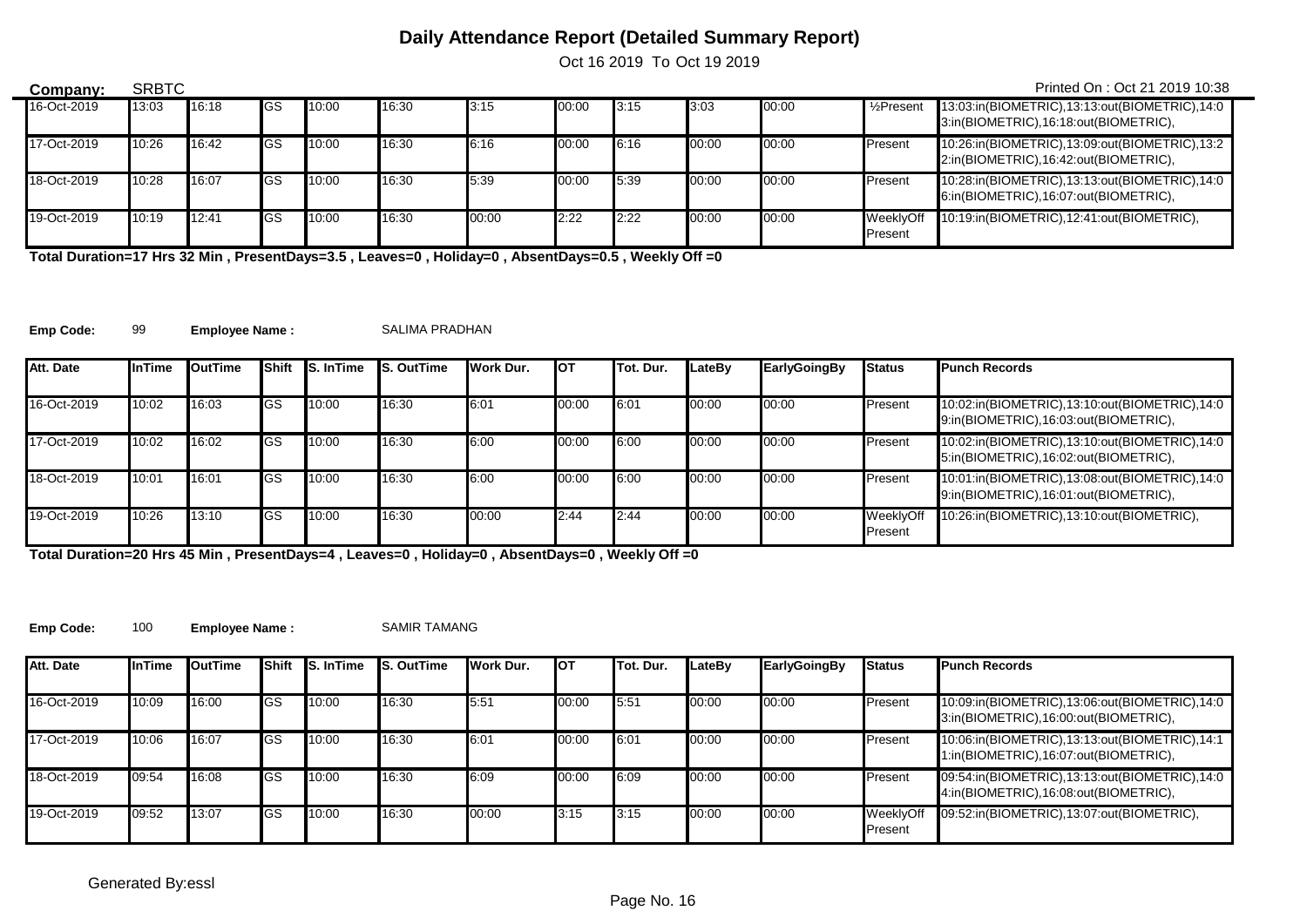# Daily Attendance Report (Detailed Summary Report)

Oct 16 2019 To Oct 19 2019

**Company:** SRBTC

Printed On : Oct 21 2019 10:38

| Att. Date | InTime | OutTime | Shift | S. InTime | S. OutTime | Work Dur. | OT | Tot. Dur. | LateBy | EarlyGoingBy | Status | Punch Records |
|---|---|---|---|---|---|---|---|---|---|---|---|---|
| 16-Oct-2019 | 13:03 | 16:18 | GS | 10:00 | 16:30 | 3:15 | 00:00 | 3:15 | 3:03 | 00:00 | ½Present | 13:03:in(BIOMETRIC),13:13:out(BIOMETRIC),14:03:in(BIOMETRIC),16:18:out(BIOMETRIC), |
| 17-Oct-2019 | 10:26 | 16:42 | GS | 10:00 | 16:30 | 6:16 | 00:00 | 6:16 | 00:00 | 00:00 | Present | 10:26:in(BIOMETRIC),13:09:out(BIOMETRIC),13:22:in(BIOMETRIC),16:42:out(BIOMETRIC), |
| 18-Oct-2019 | 10:28 | 16:07 | GS | 10:00 | 16:30 | 5:39 | 00:00 | 5:39 | 00:00 | 00:00 | Present | 10:28:in(BIOMETRIC),13:13:out(BIOMETRIC),14:06:in(BIOMETRIC),16:07:out(BIOMETRIC), |
| 19-Oct-2019 | 10:19 | 12:41 | GS | 10:00 | 16:30 | 00:00 | 2:22 | 2:22 | 00:00 | 00:00 | WeeklyOff Present | 10:19:in(BIOMETRIC),12:41:out(BIOMETRIC), |

**Total Duration=17 Hrs 32 Min , PresentDays=3.5 , Leaves=0 , Holiday=0 , AbsentDays=0.5 , Weekly Off =0**

**Emp Code:** 99 **Employee Name :** SALIMA PRADHAN

| Att. Date | InTime | OutTime | Shift | S. InTime | S. OutTime | Work Dur. | OT | Tot. Dur. | LateBy | EarlyGoingBy | Status | Punch Records |
|---|---|---|---|---|---|---|---|---|---|---|---|---|
| 16-Oct-2019 | 10:02 | 16:03 | GS | 10:00 | 16:30 | 6:01 | 00:00 | 6:01 | 00:00 | 00:00 | Present | 10:02:in(BIOMETRIC),13:10:out(BIOMETRIC),14:09:in(BIOMETRIC),16:03:out(BIOMETRIC), |
| 17-Oct-2019 | 10:02 | 16:02 | GS | 10:00 | 16:30 | 6:00 | 00:00 | 6:00 | 00:00 | 00:00 | Present | 10:02:in(BIOMETRIC),13:10:out(BIOMETRIC),14:05:in(BIOMETRIC),16:02:out(BIOMETRIC), |
| 18-Oct-2019 | 10:01 | 16:01 | GS | 10:00 | 16:30 | 6:00 | 00:00 | 6:00 | 00:00 | 00:00 | Present | 10:01:in(BIOMETRIC),13:08:out(BIOMETRIC),14:09:in(BIOMETRIC),16:01:out(BIOMETRIC), |
| 19-Oct-2019 | 10:26 | 13:10 | GS | 10:00 | 16:30 | 00:00 | 2:44 | 2:44 | 00:00 | 00:00 | WeeklyOff Present | 10:26:in(BIOMETRIC),13:10:out(BIOMETRIC), |

**Total Duration=20 Hrs 45 Min , PresentDays=4 , Leaves=0 , Holiday=0 , AbsentDays=0 , Weekly Off =0**

**Emp Code:** 100 **Employee Name :** SAMIR TAMANG

| Att. Date | InTime | OutTime | Shift | S. InTime | S. OutTime | Work Dur. | OT | Tot. Dur. | LateBy | EarlyGoingBy | Status | Punch Records |
|---|---|---|---|---|---|---|---|---|---|---|---|---|
| 16-Oct-2019 | 10:09 | 16:00 | GS | 10:00 | 16:30 | 5:51 | 00:00 | 5:51 | 00:00 | 00:00 | Present | 10:09:in(BIOMETRIC),13:06:out(BIOMETRIC),14:03:in(BIOMETRIC),16:00:out(BIOMETRIC), |
| 17-Oct-2019 | 10:06 | 16:07 | GS | 10:00 | 16:30 | 6:01 | 00:00 | 6:01 | 00:00 | 00:00 | Present | 10:06:in(BIOMETRIC),13:13:out(BIOMETRIC),14:11:in(BIOMETRIC),16:07:out(BIOMETRIC), |
| 18-Oct-2019 | 09:54 | 16:08 | GS | 10:00 | 16:30 | 6:09 | 00:00 | 6:09 | 00:00 | 00:00 | Present | 09:54:in(BIOMETRIC),13:13:out(BIOMETRIC),14:04:in(BIOMETRIC),16:08:out(BIOMETRIC), |
| 19-Oct-2019 | 09:52 | 13:07 | GS | 10:00 | 16:30 | 00:00 | 3:15 | 3:15 | 00:00 | 00:00 | WeeklyOff Present | 09:52:in(BIOMETRIC),13:07:out(BIOMETRIC), |

Generated By:essl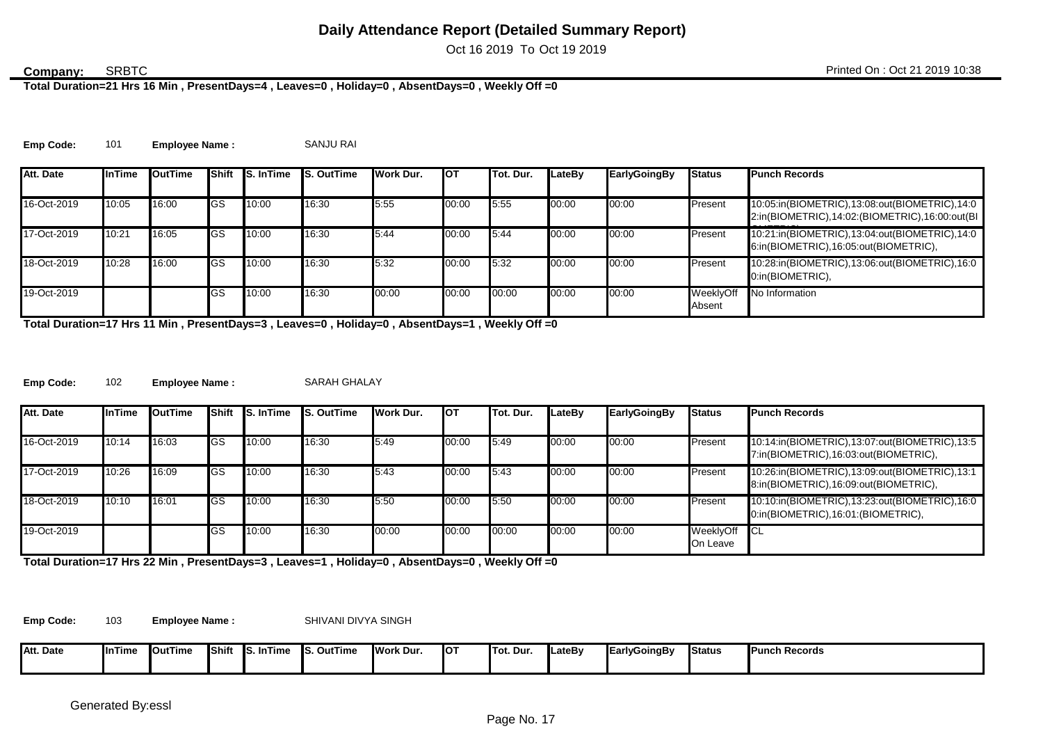# Daily Attendance Report (Detailed Summary Report)

Oct 16 2019 To Oct 19 2019

**Company:** SRBTC

Printed On : Oct 21 2019 10:38

**Total Duration=21 Hrs 16 Min , PresentDays=4 , Leaves=0 , Holiday=0 , AbsentDays=0 , Weekly Off =0**

**Emp Code:** 101 **Employee Name :** SANJU RAI

| Att. Date | InTime | OutTime | Shift | S. InTime | S. OutTime | Work Dur. | OT | Tot. Dur. | LateBy | EarlyGoingBy | Status | Punch Records |
|---|---|---|---|---|---|---|---|---|---|---|---|---|
| 16-Oct-2019 | 10:05 | 16:00 | GS | 10:00 | 16:30 | 5:55 | 00:00 | 5:55 | 00:00 | 00:00 | Present | 10:05:in(BIOMETRIC),13:08:out(BIOMETRIC),14:02:in(BIOMETRIC),14:02:(BIOMETRIC),16:00:out(BI |
| 17-Oct-2019 | 10:21 | 16:05 | GS | 10:00 | 16:30 | 5:44 | 00:00 | 5:44 | 00:00 | 00:00 | Present | 10:21:in(BIOMETRIC),13:04:out(BIOMETRIC),14:06:in(BIOMETRIC),16:05:out(BIOMETRIC), |
| 18-Oct-2019 | 10:28 | 16:00 | GS | 10:00 | 16:30 | 5:32 | 00:00 | 5:32 | 00:00 | 00:00 | Present | 10:28:in(BIOMETRIC),13:06:out(BIOMETRIC),16:00:in(BIOMETRIC), |
| 19-Oct-2019 | | | GS | 10:00 | 16:30 | 00:00 | 00:00 | 00:00 | 00:00 | 00:00 | WeeklyOff Absent | No Information |

**Total Duration=17 Hrs 11 Min , PresentDays=3 , Leaves=0 , Holiday=0 , AbsentDays=1 , Weekly Off =0**

**Emp Code:** 102 **Employee Name :** SARAH GHALAY

| Att. Date | InTime | OutTime | Shift | S. InTime | S. OutTime | Work Dur. | OT | Tot. Dur. | LateBy | EarlyGoingBy | Status | Punch Records |
|---|---|---|---|---|---|---|---|---|---|---|---|---|
| 16-Oct-2019 | 10:14 | 16:03 | GS | 10:00 | 16:30 | 5:49 | 00:00 | 5:49 | 00:00 | 00:00 | Present | 10:14:in(BIOMETRIC),13:07:out(BIOMETRIC),13:57:in(BIOMETRIC),16:03:out(BIOMETRIC), |
| 17-Oct-2019 | 10:26 | 16:09 | GS | 10:00 | 16:30 | 5:43 | 00:00 | 5:43 | 00:00 | 00:00 | Present | 10:26:in(BIOMETRIC),13:09:out(BIOMETRIC),13:18:in(BIOMETRIC),16:09:out(BIOMETRIC), |
| 18-Oct-2019 | 10:10 | 16:01 | GS | 10:00 | 16:30 | 5:50 | 00:00 | 5:50 | 00:00 | 00:00 | Present | 10:10:in(BIOMETRIC),13:23:out(BIOMETRIC),16:00:in(BIOMETRIC),16:01:(BIOMETRIC), |
| 19-Oct-2019 | | | GS | 10:00 | 16:30 | 00:00 | 00:00 | 00:00 | 00:00 | 00:00 | WeeklyOff On Leave | CL |

**Total Duration=17 Hrs 22 Min , PresentDays=3 , Leaves=1 , Holiday=0 , AbsentDays=0 , Weekly Off =0**

**Emp Code:** 103 **Employee Name :** SHIVANI DIVYA SINGH

| Att. Date | InTime | OutTime | Shift | S. InTime | S. OutTime | Work Dur. | OT | Tot. Dur. | LateBy | EarlyGoingBy | Status | Punch Records |
|---|---|---|---|---|---|---|---|---|---|---|---|---|

Generated By:essl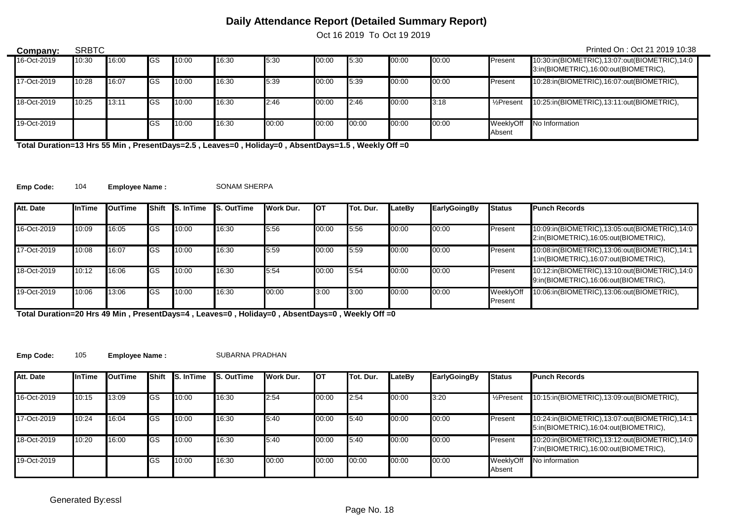# Daily Attendance Report (Detailed Summary Report)

Oct 16 2019 To Oct 19 2019

**Company:** SRBTC

Printed On : Oct 21 2019 10:38

| | | | | | | | | | | | | |
|---|---|---|---|---|---|---|---|---|---|---|---|---|
| 16-Oct-2019 | 10:30 | 16:00 | GS | 10:00 | 16:30 | 5:30 | 00:00 | 5:30 | 00:00 | 00:00 | Present | 10:30:in(BIOMETRIC),13:07:out(BIOMETRIC),14:03:in(BIOMETRIC),16:00:out(BIOMETRIC), |
| 17-Oct-2019 | 10:28 | 16:07 | GS | 10:00 | 16:30 | 5:39 | 00:00 | 5:39 | 00:00 | 00:00 | Present | 10:28:in(BIOMETRIC),16:07:out(BIOMETRIC), |
| 18-Oct-2019 | 10:25 | 13:11 | GS | 10:00 | 16:30 | 2:46 | 00:00 | 2:46 | 00:00 | 3:18 | ½Present | 10:25:in(BIOMETRIC),13:11:out(BIOMETRIC), |
| 19-Oct-2019 | | | GS | 10:00 | 16:30 | 00:00 | 00:00 | 00:00 | 00:00 | 00:00 | WeeklyOff Absent | No Information |

**Total Duration=13 Hrs 55 Min , PresentDays=2.5 , Leaves=0 , Holiday=0 , AbsentDays=1.5 , Weekly Off =0**

**Emp Code:** 104 **Employee Name :** SONAM SHERPA

| Att. Date | InTime | OutTime | Shift | S. InTime | S. OutTime | Work Dur. | OT | Tot. Dur. | LateBy | EarlyGoingBy | Status | Punch Records |
|---|---|---|---|---|---|---|---|---|---|---|---|---|
| 16-Oct-2019 | 10:09 | 16:05 | GS | 10:00 | 16:30 | 5:56 | 00:00 | 5:56 | 00:00 | 00:00 | Present | 10:09:in(BIOMETRIC),13:05:out(BIOMETRIC),14:02:in(BIOMETRIC),16:05:out(BIOMETRIC), |
| 17-Oct-2019 | 10:08 | 16:07 | GS | 10:00 | 16:30 | 5:59 | 00:00 | 5:59 | 00:00 | 00:00 | Present | 10:08:in(BIOMETRIC),13:06:out(BIOMETRIC),14:11:in(BIOMETRIC),16:07:out(BIOMETRIC), |
| 18-Oct-2019 | 10:12 | 16:06 | GS | 10:00 | 16:30 | 5:54 | 00:00 | 5:54 | 00:00 | 00:00 | Present | 10:12:in(BIOMETRIC),13:10:out(BIOMETRIC),14:09:in(BIOMETRIC),16:06:out(BIOMETRIC), |
| 19-Oct-2019 | 10:06 | 13:06 | GS | 10:00 | 16:30 | 00:00 | 3:00 | 3:00 | 00:00 | 00:00 | WeeklyOff Present | 10:06:in(BIOMETRIC),13:06:out(BIOMETRIC), |

**Total Duration=20 Hrs 49 Min , PresentDays=4 , Leaves=0 , Holiday=0 , AbsentDays=0 , Weekly Off =0**

**Emp Code:** 105 **Employee Name :** SUBARNA PRADHAN

| Att. Date | InTime | OutTime | Shift | S. InTime | S. OutTime | Work Dur. | OT | Tot. Dur. | LateBy | EarlyGoingBy | Status | Punch Records |
|---|---|---|---|---|---|---|---|---|---|---|---|---|
| 16-Oct-2019 | 10:15 | 13:09 | GS | 10:00 | 16:30 | 2:54 | 00:00 | 2:54 | 00:00 | 3:20 | ½Present | 10:15:in(BIOMETRIC),13:09:out(BIOMETRIC), |
| 17-Oct-2019 | 10:24 | 16:04 | GS | 10:00 | 16:30 | 5:40 | 00:00 | 5:40 | 00:00 | 00:00 | Present | 10:24:in(BIOMETRIC),13:07:out(BIOMETRIC),14:15:in(BIOMETRIC),16:04:out(BIOMETRIC), |
| 18-Oct-2019 | 10:20 | 16:00 | GS | 10:00 | 16:30 | 5:40 | 00:00 | 5:40 | 00:00 | 00:00 | Present | 10:20:in(BIOMETRIC),13:12:out(BIOMETRIC),14:07:in(BIOMETRIC),16:00:out(BIOMETRIC), |
| 19-Oct-2019 | | | GS | 10:00 | 16:30 | 00:00 | 00:00 | 00:00 | 00:00 | 00:00 | WeeklyOff Absent | No information |

Generated By:essl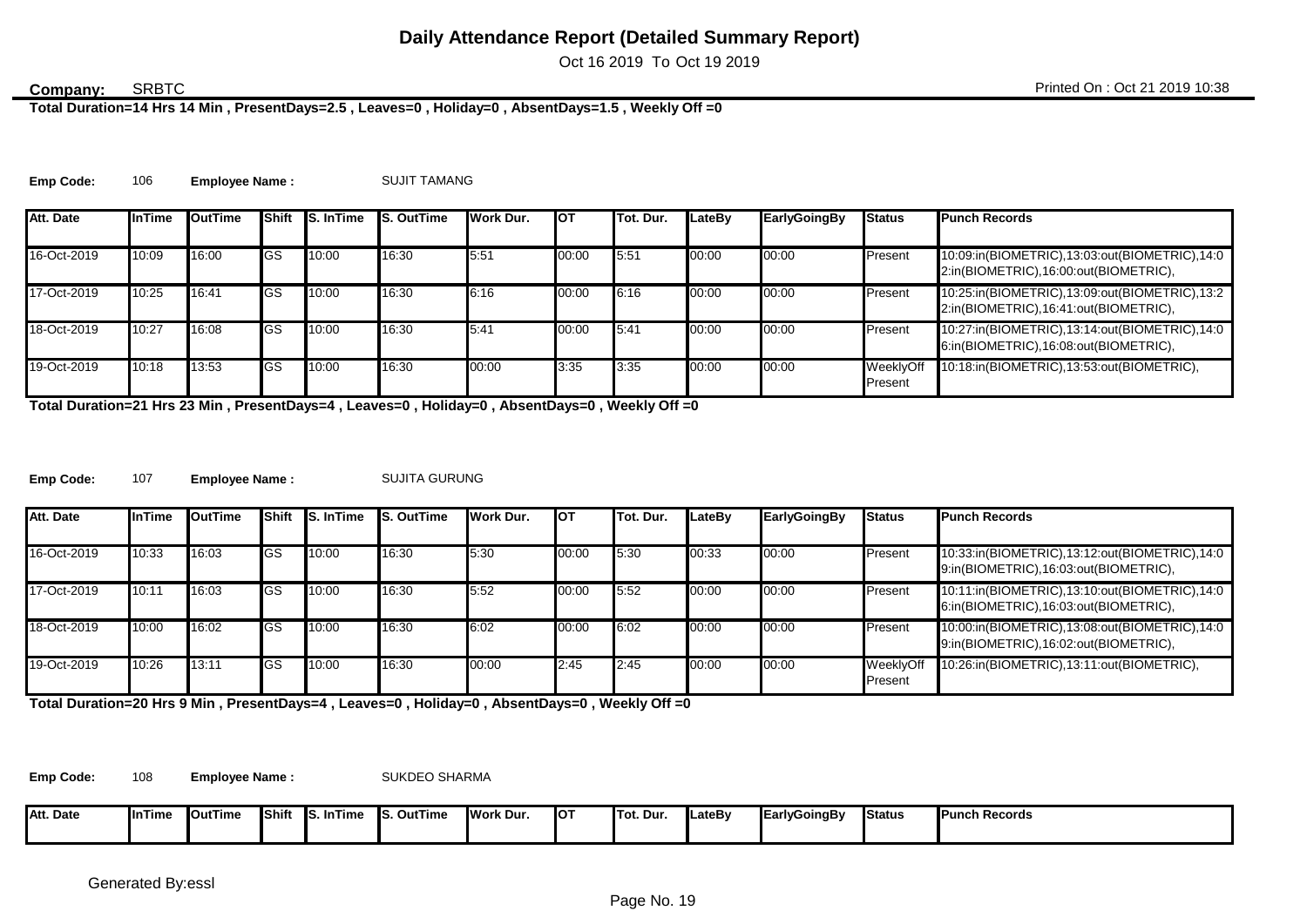# Daily Attendance Report (Detailed Summary Report)

Oct 16 2019 To Oct 19 2019

**Company:** SRBTC

Printed On : Oct 21 2019 10:38

**Total Duration=14 Hrs 14 Min , PresentDays=2.5 , Leaves=0 , Holiday=0 , AbsentDays=1.5 , Weekly Off =0**

**Emp Code:** 106 **Employee Name :** SUJIT TAMANG

| Att. Date | InTime | OutTime | Shift | S. InTime | S. OutTime | Work Dur. | OT | Tot. Dur. | LateBy | EarlyGoingBy | Status | Punch Records |
|---|---|---|---|---|---|---|---|---|---|---|---|---|
| 16-Oct-2019 | 10:09 | 16:00 | GS | 10:00 | 16:30 | 5:51 | 00:00 | 5:51 | 00:00 | 00:00 | Present | 10:09:in(BIOMETRIC),13:03:out(BIOMETRIC),14:02:in(BIOMETRIC),16:00:out(BIOMETRIC), |
| 17-Oct-2019 | 10:25 | 16:41 | GS | 10:00 | 16:30 | 6:16 | 00:00 | 6:16 | 00:00 | 00:00 | Present | 10:25:in(BIOMETRIC),13:09:out(BIOMETRIC),13:22:in(BIOMETRIC),16:41:out(BIOMETRIC), |
| 18-Oct-2019 | 10:27 | 16:08 | GS | 10:00 | 16:30 | 5:41 | 00:00 | 5:41 | 00:00 | 00:00 | Present | 10:27:in(BIOMETRIC),13:14:out(BIOMETRIC),14:06:in(BIOMETRIC),16:08:out(BIOMETRIC), |
| 19-Oct-2019 | 10:18 | 13:53 | GS | 10:00 | 16:30 | 00:00 | 3:35 | 3:35 | 00:00 | 00:00 | WeeklyOff Present | 10:18:in(BIOMETRIC),13:53:out(BIOMETRIC), |

**Total Duration=21 Hrs 23 Min , PresentDays=4 , Leaves=0 , Holiday=0 , AbsentDays=0 , Weekly Off =0**

**Emp Code:** 107 **Employee Name :** SUJITA GURUNG

| Att. Date | InTime | OutTime | Shift | S. InTime | S. OutTime | Work Dur. | OT | Tot. Dur. | LateBy | EarlyGoingBy | Status | Punch Records |
|---|---|---|---|---|---|---|---|---|---|---|---|---|
| 16-Oct-2019 | 10:33 | 16:03 | GS | 10:00 | 16:30 | 5:30 | 00:00 | 5:30 | 00:33 | 00:00 | Present | 10:33:in(BIOMETRIC),13:12:out(BIOMETRIC),14:09:in(BIOMETRIC),16:03:out(BIOMETRIC), |
| 17-Oct-2019 | 10:11 | 16:03 | GS | 10:00 | 16:30 | 5:52 | 00:00 | 5:52 | 00:00 | 00:00 | Present | 10:11:in(BIOMETRIC),13:10:out(BIOMETRIC),14:06:in(BIOMETRIC),16:03:out(BIOMETRIC), |
| 18-Oct-2019 | 10:00 | 16:02 | GS | 10:00 | 16:30 | 6:02 | 00:00 | 6:02 | 00:00 | 00:00 | Present | 10:00:in(BIOMETRIC),13:08:out(BIOMETRIC),14:09:in(BIOMETRIC),16:02:out(BIOMETRIC), |
| 19-Oct-2019 | 10:26 | 13:11 | GS | 10:00 | 16:30 | 00:00 | 2:45 | 2:45 | 00:00 | 00:00 | WeeklyOff Present | 10:26:in(BIOMETRIC),13:11:out(BIOMETRIC), |

**Total Duration=20 Hrs 9 Min , PresentDays=4 , Leaves=0 , Holiday=0 , AbsentDays=0 , Weekly Off =0**

**Emp Code:** 108 **Employee Name :** SUKDEO SHARMA

| Att. Date | InTime | OutTime | Shift | S. InTime | S. OutTime | Work Dur. | OT | Tot. Dur. | LateBy | EarlyGoingBy | Status | Punch Records |
|---|---|---|---|---|---|---|---|---|---|---|---|---|

Generated By:essl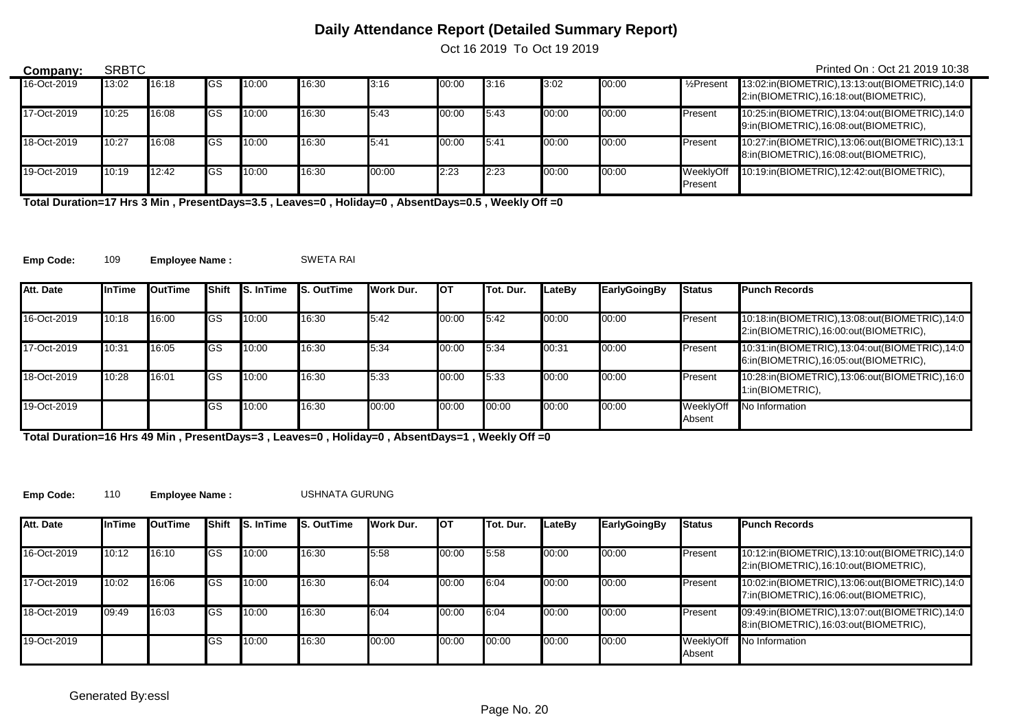# Daily Attendance Report (Detailed Summary Report)

Oct 16 2019 To Oct 19 2019

**Company:** SRBTC

Printed On : Oct 21 2019 10:38

| Att. Date | InTime | OutTime | Shift | S. InTime | S. OutTime | Work Dur. | OT | Tot. Dur. | LateBy | EarlyGoingBy | Status | Punch Records |
|---|---|---|---|---|---|---|---|---|---|---|---|---|
| 16-Oct-2019 | 13:02 | 16:18 | GS | 10:00 | 16:30 | 3:16 | 00:00 | 3:16 | 3:02 | 00:00 | ½Present | 13:02:in(BIOMETRIC),13:13:out(BIOMETRIC),14:02:in(BIOMETRIC),16:18:out(BIOMETRIC), |
| 17-Oct-2019 | 10:25 | 16:08 | GS | 10:00 | 16:30 | 5:43 | 00:00 | 5:43 | 00:00 | 00:00 | Present | 10:25:in(BIOMETRIC),13:04:out(BIOMETRIC),14:09:in(BIOMETRIC),16:08:out(BIOMETRIC), |
| 18-Oct-2019 | 10:27 | 16:08 | GS | 10:00 | 16:30 | 5:41 | 00:00 | 5:41 | 00:00 | 00:00 | Present | 10:27:in(BIOMETRIC),13:06:out(BIOMETRIC),13:18:in(BIOMETRIC),16:08:out(BIOMETRIC), |
| 19-Oct-2019 | 10:19 | 12:42 | GS | 10:00 | 16:30 | 00:00 | 2:23 | 2:23 | 00:00 | 00:00 | WeeklyOff Present | 10:19:in(BIOMETRIC),12:42:out(BIOMETRIC), |

**Total Duration=17 Hrs 3 Min , PresentDays=3.5 , Leaves=0 , Holiday=0 , AbsentDays=0.5 , Weekly Off =0**

**Emp Code:** 109 **Employee Name :** SWETA RAI

| Att. Date | InTime | OutTime | Shift | S. InTime | S. OutTime | Work Dur. | OT | Tot. Dur. | LateBy | EarlyGoingBy | Status | Punch Records |
|---|---|---|---|---|---|---|---|---|---|---|---|---|
| 16-Oct-2019 | 10:18 | 16:00 | GS | 10:00 | 16:30 | 5:42 | 00:00 | 5:42 | 00:00 | 00:00 | Present | 10:18:in(BIOMETRIC),13:08:out(BIOMETRIC),14:02:in(BIOMETRIC),16:00:out(BIOMETRIC), |
| 17-Oct-2019 | 10:31 | 16:05 | GS | 10:00 | 16:30 | 5:34 | 00:00 | 5:34 | 00:31 | 00:00 | Present | 10:31:in(BIOMETRIC),13:04:out(BIOMETRIC),14:06:in(BIOMETRIC),16:05:out(BIOMETRIC), |
| 18-Oct-2019 | 10:28 | 16:01 | GS | 10:00 | 16:30 | 5:33 | 00:00 | 5:33 | 00:00 | 00:00 | Present | 10:28:in(BIOMETRIC),13:06:out(BIOMETRIC),16:01:in(BIOMETRIC), |
| 19-Oct-2019 | | | GS | 10:00 | 16:30 | 00:00 | 00:00 | 00:00 | 00:00 | 00:00 | WeeklyOff Absent | No Information |

**Total Duration=16 Hrs 49 Min , PresentDays=3 , Leaves=0 , Holiday=0 , AbsentDays=1 , Weekly Off =0**

**Emp Code:** 110 **Employee Name :** USHNATA GURUNG

| Att. Date | InTime | OutTime | Shift | S. InTime | S. OutTime | Work Dur. | OT | Tot. Dur. | LateBy | EarlyGoingBy | Status | Punch Records |
|---|---|---|---|---|---|---|---|---|---|---|---|---|
| 16-Oct-2019 | 10:12 | 16:10 | GS | 10:00 | 16:30 | 5:58 | 00:00 | 5:58 | 00:00 | 00:00 | Present | 10:12:in(BIOMETRIC),13:10:out(BIOMETRIC),14:02:in(BIOMETRIC),16:10:out(BIOMETRIC), |
| 17-Oct-2019 | 10:02 | 16:06 | GS | 10:00 | 16:30 | 6:04 | 00:00 | 6:04 | 00:00 | 00:00 | Present | 10:02:in(BIOMETRIC),13:06:out(BIOMETRIC),14:07:in(BIOMETRIC),16:06:out(BIOMETRIC), |
| 18-Oct-2019 | 09:49 | 16:03 | GS | 10:00 | 16:30 | 6:04 | 00:00 | 6:04 | 00:00 | 00:00 | Present | 09:49:in(BIOMETRIC),13:07:out(BIOMETRIC),14:08:in(BIOMETRIC),16:03:out(BIOMETRIC), |
| 19-Oct-2019 | | | GS | 10:00 | 16:30 | 00:00 | 00:00 | 00:00 | 00:00 | 00:00 | WeeklyOff Absent | No Information |

Generated By:essl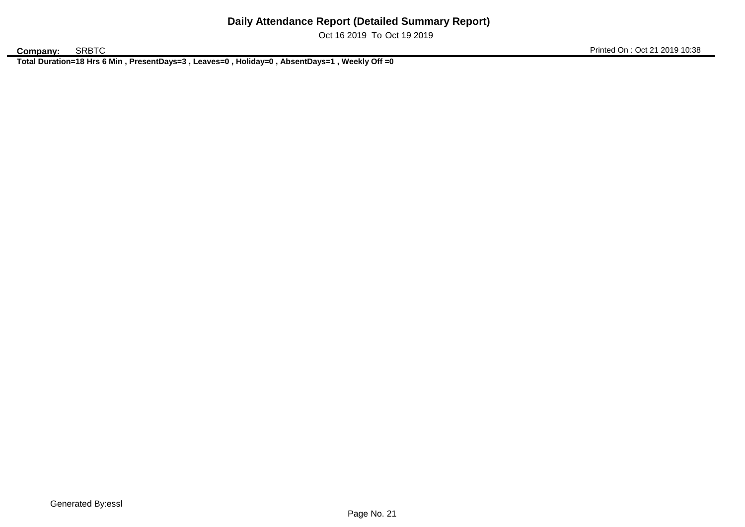# Daily Attendance Report (Detailed Summary Report)

Oct 16 2019 To Oct 19 2019

**Company:** SRBTC

Printed On : Oct 21 2019 10:38

**Total Duration=18 Hrs 6 Min , PresentDays=3 , Leaves=0 , Holiday=0 , AbsentDays=1 , Weekly Off =0**

Generated By:essl